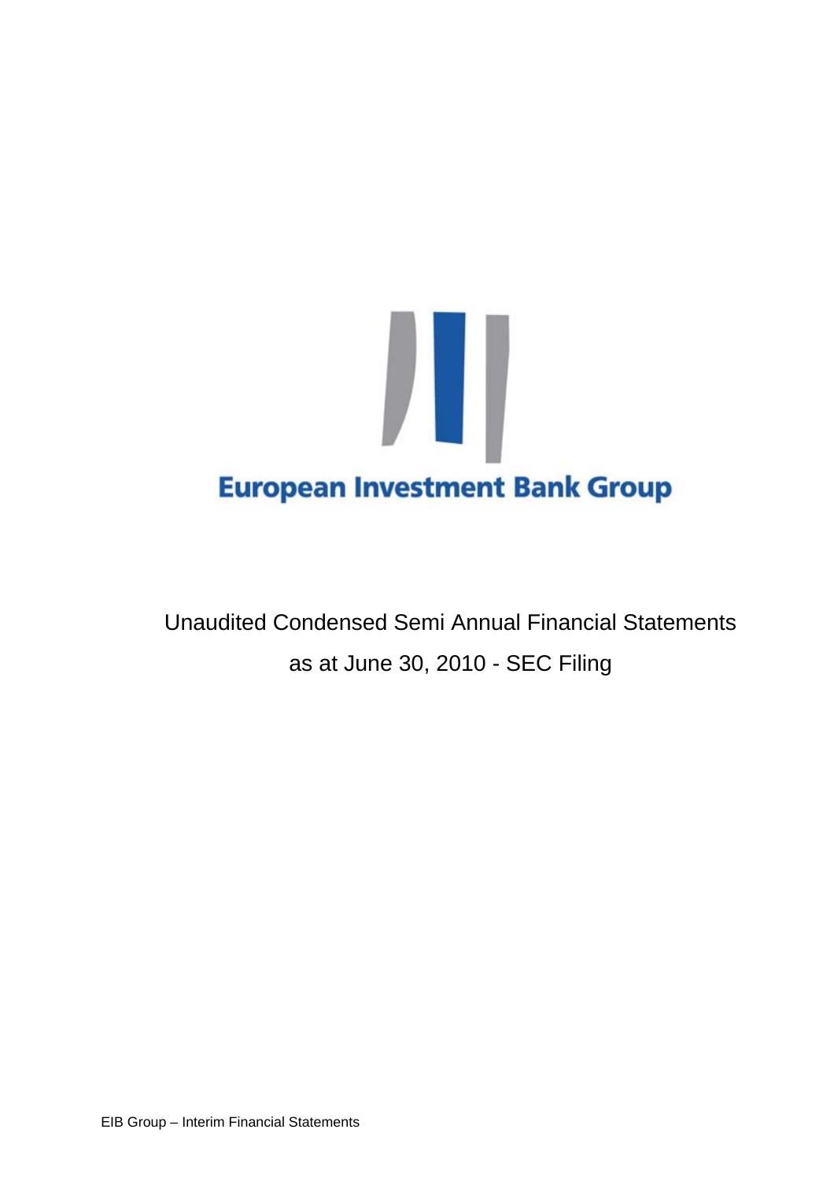# European Investment Bank Group

Unaudited Condensed Semi Annual Financial Statements

as at June 30, 2010 - SEC Filing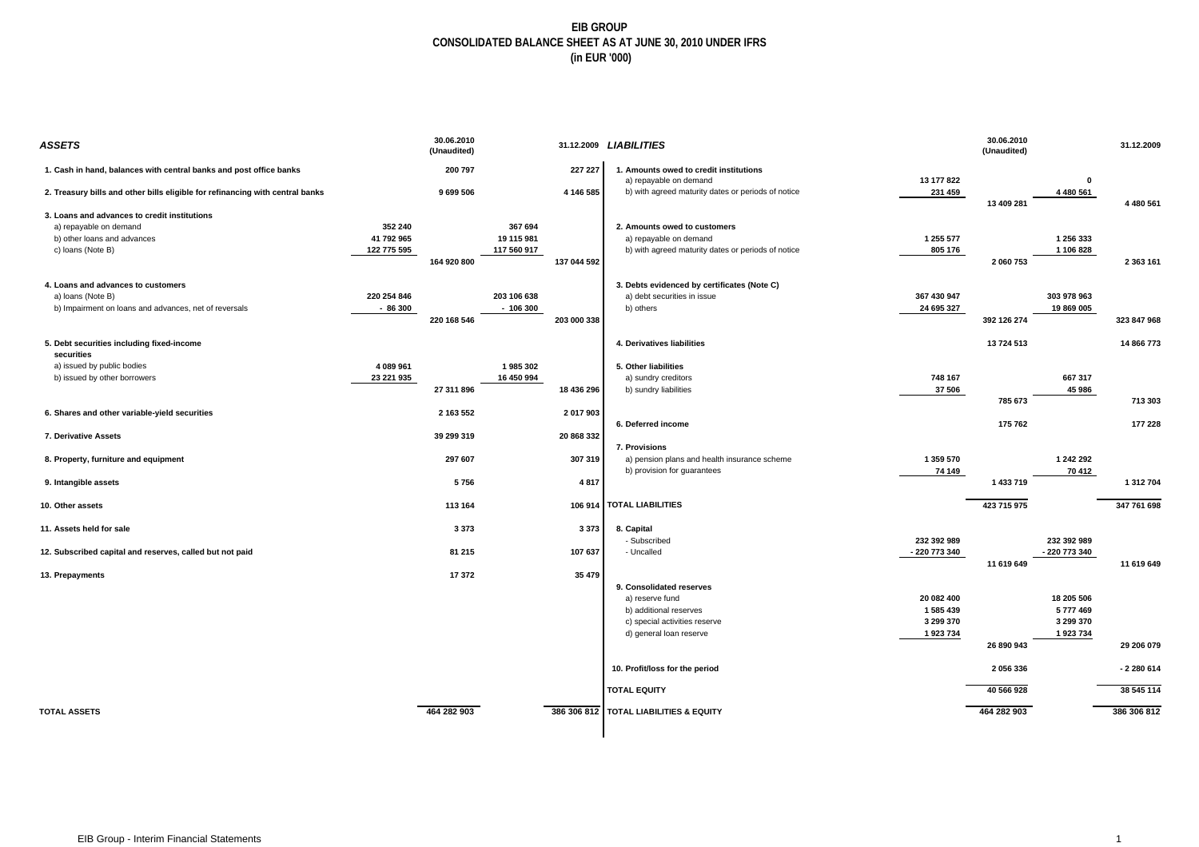# EIB GROUP
## CONSOLIDATED BALANCE SHEET AS AT JUNE 30, 2010 UNDER IFRS
### (in EUR '000)

| ***ASSETS*** | | 30.06.2010 (Unaudited) | | 31.12.2009 |
|---|---|---|---|---|
| **1. Cash in hand, balances with central banks and post office banks** | | **200 797** | | **227 227** |
| **2. Treasury bills and other bills eligible for refinancing with central banks** | | **9 699 506** | | **4 146 585** |
| **3. Loans and advances to credit institutions** | | | | |
| a) repayable on demand | 352 240 | | 367 694 | |
| b) other loans and advances | 41 792 965 | | 19 115 981 | |
| c) loans (Note B) | 122 775 595 | | 117 560 917 | |
| | | **164 920 800** | | **137 044 592** |
| **4. Loans and advances to customers** | | | | |
| a) loans (Note B) | 220 254 846 | | 203 106 638 | |
| b) Impairment on loans and advances, net of reversals | - 86 300 | | - 106 300 | |
| | | **220 168 546** | | **203 000 338** |
| **5. Debt securities including fixed-income securities** | | | | |
| a) issued by public bodies | 4 089 961 | | 1 985 302 | |
| b) issued by other borrowers | 23 221 935 | | 16 450 994 | |
| | | **27 311 896** | | **18 436 296** |
| **6. Shares and other variable-yield securities** | | **2 163 552** | | **2 017 903** |
| **7. Derivative Assets** | | **39 299 319** | | **20 868 332** |
| **8. Property, furniture and equipment** | | **297 607** | | **307 319** |
| **9. Intangible assets** | | **5 756** | | **4 817** |
| **10. Other assets** | | **113 164** | | **106 914** |
| **11. Assets held for sale** | | **3 373** | | **3 373** |
| **12. Subscribed capital and reserves, called but not paid** | | **81 215** | | **107 637** |
| **13. Prepayments** | | **17 372** | | **35 479** |
| **TOTAL ASSETS** | | **464 282 903** | | **386 306 812** |

| ***LIABILITIES*** | | 30.06.2010 (Unaudited) | | 31.12.2009 |
|---|---|---|---|---|
| **1. Amounts owed to credit institutions** | | | | |
| a) repayable on demand | 13 177 822 | | 0 | |
| b) with agreed maturity dates or periods of notice | 231 459 | | 4 480 561 | |
| | | **13 409 281** | | **4 480 561** |
| **2. Amounts owed to customers** | | | | |
| a) repayable on demand | 1 255 577 | | 1 256 333 | |
| b) with agreed maturity dates or periods of notice | 805 176 | | 1 106 828 | |
| | | **2 060 753** | | **2 363 161** |
| **3. Debts evidenced by certificates (Note C)** | | | | |
| a) debt securities in issue | 367 430 947 | | 303 978 963 | |
| b) others | 24 695 327 | | 19 869 005 | |
| | | **392 126 274** | | **323 847 968** |
| **4. Derivatives liabilities** | | **13 724 513** | | **14 866 773** |
| **5. Other liabilities** | | | | |
| a) sundry creditors | 748 167 | | 667 317 | |
| b) sundry liabilities | 37 506 | | 45 986 | |
| | | **785 673** | | **713 303** |
| **6. Deferred income** | | **175 762** | | **177 228** |
| **7. Provisions** | | | | |
| a) pension plans and health insurance scheme | 1 359 570 | | 1 242 292 | |
| b) provision for guarantees | 74 149 | | 70 412 | |
| | | **1 433 719** | | **1 312 704** |
| **TOTAL LIABILITIES** | | **423 715 975** | | **347 761 698** |
| **8. Capital** | | | | |
| - Subscribed | 232 392 989 | | 232 392 989 | |
| - Uncalled | - 220 773 340 | | - 220 773 340 | |
| | | **11 619 649** | | **11 619 649** |
| **9. Consolidated reserves** | | | | |
| a) reserve fund | 20 082 400 | | 18 205 506 | |
| b) additional reserves | 1 585 439 | | 5 777 469 | |
| c) special activities reserve | 3 299 370 | | 3 299 370 | |
| d) general loan reserve | 1 923 734 | | 1 923 734 | |
| | | **26 890 943** | | **29 206 079** |
| **10. Profit/loss for the period** | | **2 056 336** | | **- 2 280 614** |
| **TOTAL EQUITY** | | **40 566 928** | | **38 545 114** |
| **TOTAL LIABILITIES & EQUITY** | | **464 282 903** | | **386 306 812** |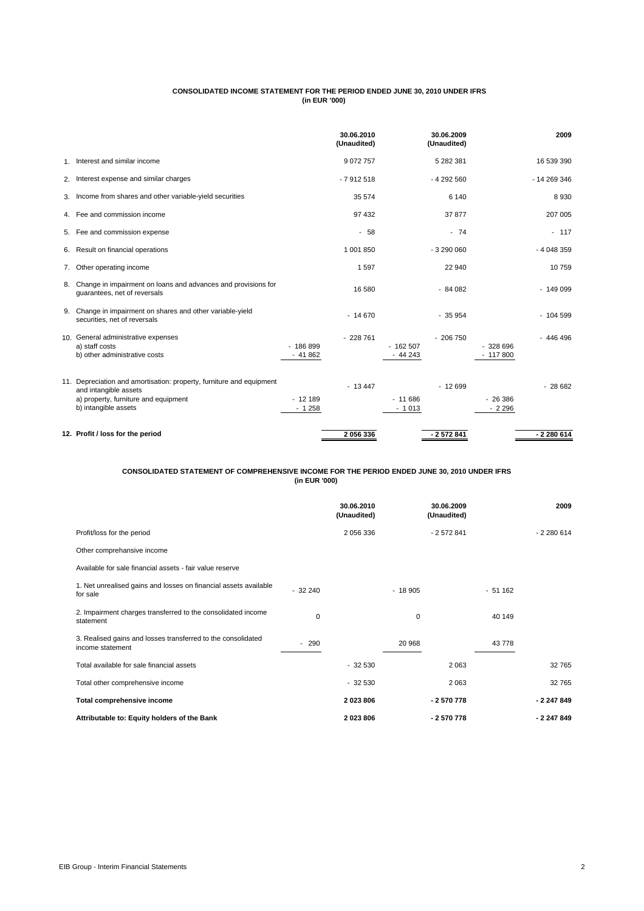# CONSOLIDATED INCOME STATEMENT FOR THE PERIOD ENDED JUNE 30, 2010 UNDER IFRS
**(in EUR '000)**

| | | | 30.06.2010 (Unaudited) | | 30.06.2009 (Unaudited) | | 2009 |
|---|---|---|---|---|---|---|---|
| 1. | Interest and similar income | | 9 072 757 | | 5 282 381 | | 16 539 390 |
| 2. | Interest expense and similar charges | | - 7 912 518 | | - 4 292 560 | | - 14 269 346 |
| 3. | Income from shares and other variable-yield securities | | 35 574 | | 6 140 | | 8 930 |
| 4. | Fee and commission income | | 97 432 | | 37 877 | | 207 005 |
| 5. | Fee and commission expense | | - 58 | | - 74 | | - 117 |
| 6. | Result on financial operations | | 1 001 850 | | - 3 290 060 | | - 4 048 359 |
| 7. | Other operating income | | 1 597 | | 22 940 | | 10 759 |
| 8. | Change in impairment on loans and advances and provisions for guarantees, net of reversals | | 16 580 | | - 84 082 | | - 149 099 |
| 9. | Change in impairment on shares and other variable-yield securities, net of reversals | | - 14 670 | | - 35 954 | | - 104 599 |
| 10. | General administrative expenses | | - 228 761 | | - 206 750 | | - 446 496 |
| | a) staff costs | - 186 899 | | - 162 507 | | - 328 696 | |
| | b) other administrative costs | - 41 862 | | - 44 243 | | - 117 800 | |
| 11. | Depreciation and amortisation: property, furniture and equipment and intangible assets | | - 13 447 | | - 12 699 | | - 28 682 |
| | a) property, furniture and equipment | - 12 189 | | - 11 686 | | - 26 386 | |
| | b) intangible assets | - 1 258 | | - 1 013 | | - 2 296 | |
| **12.** | **Profit / loss for the period** | | **2 056 336** | | **- 2 572 841** | | **- 2 280 614** |

# CONSOLIDATED STATEMENT OF COMPREHENSIVE INCOME FOR THE PERIOD ENDED JUNE 30, 2010 UNDER IFRS
**(in EUR '000)**

| | | 30.06.2010 (Unaudited) | | 30.06.2009 (Unaudited) | | 2009 |
|---|---|---|---|---|---|---|
| Profit/loss for the period | | 2 056 336 | | - 2 572 841 | | - 2 280 614 |
| Other comprehensive income | | | | | | |
| Available for sale financial assets - fair value reserve | | | | | | |
| 1. Net unrealised gains and losses on financial assets available for sale | - 32 240 | | - 18 905 | | - 51 162 | |
| 2. Impairment charges transferred to the consolidated income statement | 0 | | 0 | | 40 149 | |
| 3. Realised gains and losses transferred to the consolidated income statement | - 290 | | 20 968 | | 43 778 | |
| Total available for sale financial assets | | - 32 530 | | 2 063 | | 32 765 |
| Total other comprehensive income | | - 32 530 | | 2 063 | | 32 765 |
| **Total comprehensive income** | | **2 023 806** | | **- 2 570 778** | | **- 2 247 849** |
| **Attributable to: Equity holders of the Bank** | | **2 023 806** | | **- 2 570 778** | | **- 2 247 849** |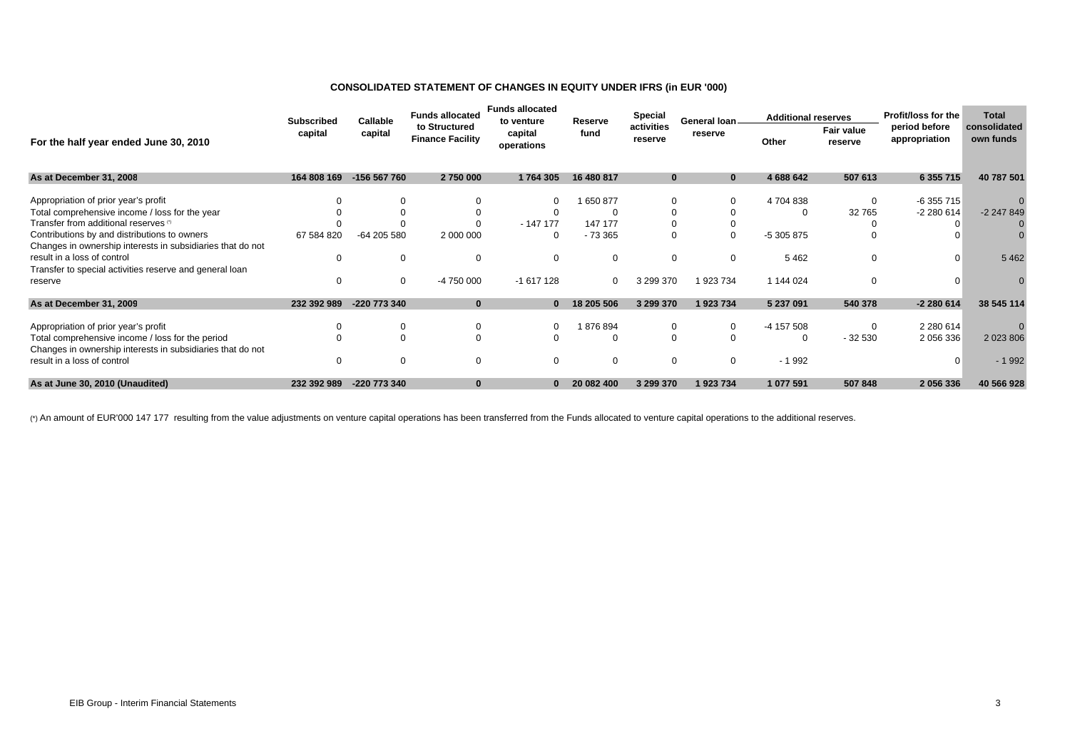# CONSOLIDATED STATEMENT OF CHANGES IN EQUITY UNDER IFRS (in EUR '000)

| For the half year ended June 30, 2010 | Subscribed capital | Callable capital | Funds allocated to Structured Finance Facility | Funds allocated to venture capital operations | Reserve fund | Special activities reserve | General loan reserve | Additional reserves | | Profit/loss for the period before appropriation | Total consolidated own funds |
|---|---|---|---|---|---|---|---|---|---|---|---|
| | | | | | | | | Other | Fair value reserve | | |
| **As at December 31, 2008** | **164 808 169** | **-156 567 760** | **2 750 000** | **1 764 305** | **16 480 817** | **0** | **0** | **4 688 642** | **507 613** | **6 355 715** | **40 787 501** |
| Appropriation of prior year's profit | 0 | 0 | 0 | 0 | 1 650 877 | 0 | 0 | 4 704 838 | 0 | -6 355 715 | 0 |
| Total comprehensive income / loss for the year | 0 | 0 | 0 | 0 | 0 | 0 | 0 | 0 | 32 765 | -2 280 614 | -2 247 849 |
| Transfer from additional reserves (*) | 0 | 0 | 0 | - 147 177 | 147 177 | 0 | 0 | | 0 | 0 | 0 |
| Contributions by and distributions to owners | 67 584 820 | -64 205 580 | 2 000 000 | 0 | - 73 365 | 0 | 0 | -5 305 875 | 0 | 0 | 0 |
| Changes in ownership interests in subsidiaries that do not result in a loss of control | 0 | 0 | 0 | 0 | 0 | 0 | 0 | 5 462 | 0 | 0 | 5 462 |
| Transfer to special activities reserve and general loan reserve | 0 | 0 | -4 750 000 | -1 617 128 | 0 | 3 299 370 | 1 923 734 | 1 144 024 | 0 | 0 | 0 |
| **As at December 31, 2009** | **232 392 989** | **-220 773 340** | **0** | **0** | **18 205 506** | **3 299 370** | **1 923 734** | **5 237 091** | **540 378** | **-2 280 614** | **38 545 114** |
| Appropriation of prior year's profit | 0 | 0 | 0 | 0 | 1 876 894 | 0 | 0 | -4 157 508 | 0 | 2 280 614 | 0 |
| Total comprehensive income / loss for the period | 0 | 0 | 0 | 0 | 0 | 0 | 0 | 0 | - 32 530 | 2 056 336 | 2 023 806 |
| Changes in ownership interests in subsidiaries that do not result in a loss of control | 0 | 0 | 0 | 0 | 0 | 0 | 0 | - 1 992 | | 0 | - 1 992 |
| **As at June 30, 2010 (Unaudited)** | **232 392 989** | **-220 773 340** | **0** | **0** | **20 082 400** | **3 299 370** | **1 923 734** | **1 077 591** | **507 848** | **2 056 336** | **40 566 928** |

(*) An amount of EUR'000 147 177 resulting from the value adjustments on venture capital operations has been transferred from the Funds allocated to venture capital operations to the additional reserves.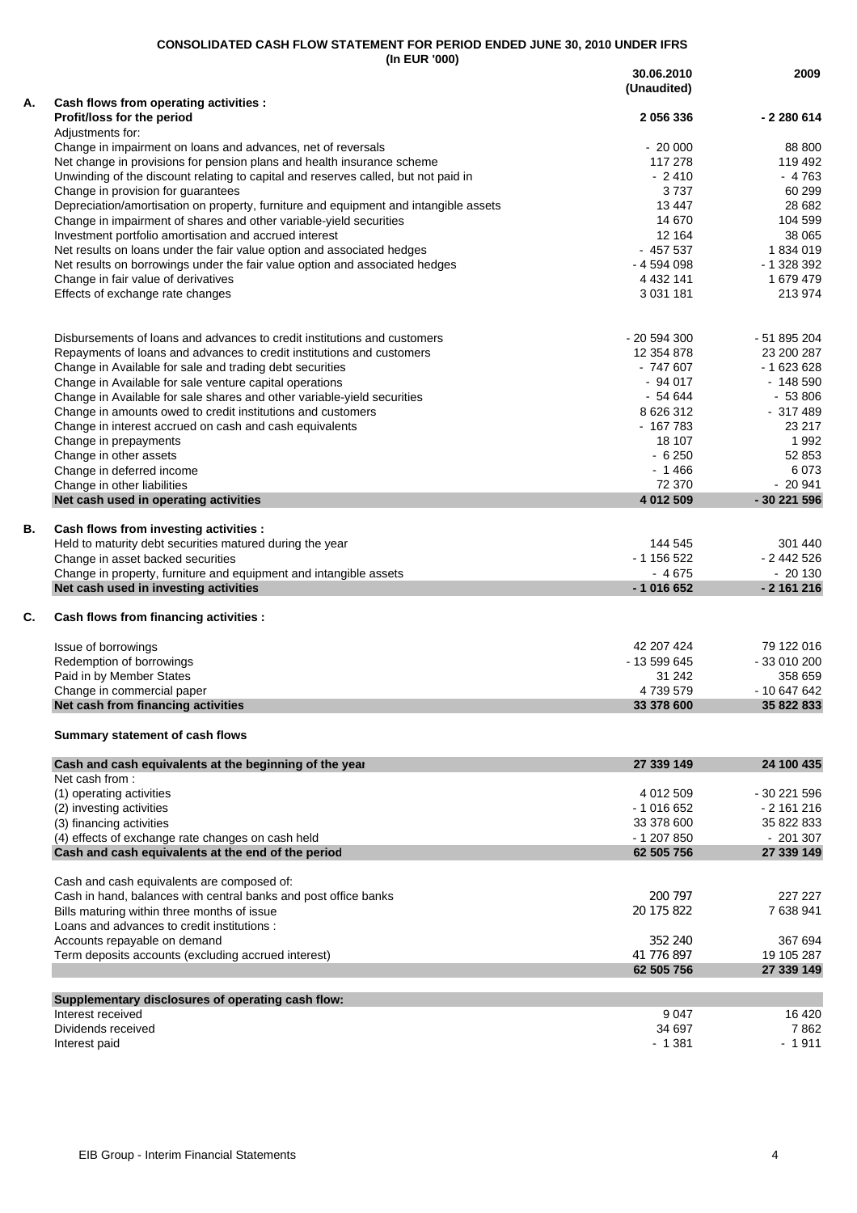**CONSOLIDATED CASH FLOW STATEMENT FOR PERIOD ENDED JUNE 30, 2010 UNDER IFRS**
**(In EUR '000)**

| | | 30.06.2010 (Unaudited) | 2009 |
|---|---|---|---|
| **A.** | **Cash flows from operating activities :** | | |
| | **Profit/loss for the period** | **2 056 336** | **- 2 280 614** |
| | Adjustments for: | | |
| | Change in impairment on loans and advances, net of reversals | - 20 000 | 88 800 |
| | Net change in provisions for pension plans and health insurance scheme | 117 278 | 119 492 |
| | Unwinding of the discount relating to capital and reserves called, but not paid in | - 2 410 | - 4 763 |
| | Change in provision for guarantees | 3 737 | 60 299 |
| | Depreciation/amortisation on property, furniture and equipment and intangible assets | 13 447 | 28 682 |
| | Change in impairment of shares and other variable-yield securities | 14 670 | 104 599 |
| | Investment portfolio amortisation and accrued interest | 12 164 | 38 065 |
| | Net results on loans under the fair value option and associated hedges | - 457 537 | 1 834 019 |
| | Net results on borrowings under the fair value option and associated hedges | - 4 594 098 | - 1 328 392 |
| | Change in fair value of derivatives | 4 432 141 | 1 679 479 |
| | Effects of exchange rate changes | 3 031 181 | 213 974 |
| | | | |
| | Disbursements of loans and advances to credit institutions and customers | - 20 594 300 | - 51 895 204 |
| | Repayments of loans and advances to credit institutions and customers | 12 354 878 | 23 200 287 |
| | Change in Available for sale and trading debt securities | - 747 607 | - 1 623 628 |
| | Change in Available for sale venture capital operations | - 94 017 | - 148 590 |
| | Change in Available for sale shares and other variable-yield securities | - 54 644 | - 53 806 |
| | Change in amounts owed to credit institutions and customers | 8 626 312 | - 317 489 |
| | Change in interest accrued on cash and cash equivalents | - 167 783 | 23 217 |
| | Change in prepayments | 18 107 | 1 992 |
| | Change in other assets | - 6 250 | 52 853 |
| | Change in deferred income | - 1 466 | 6 073 |
| | Change in other liabilities | 72 370 | - 20 941 |
| | **Net cash used in operating activities** | **4 012 509** | **- 30 221 596** |
| **B.** | **Cash flows from investing activities :** | | |
| | Held to maturity debt securities matured during the year | 144 545 | 301 440 |
| | Change in asset backed securities | - 1 156 522 | - 2 442 526 |
| | Change in property, furniture and equipment and intangible assets | - 4 675 | - 20 130 |
| | **Net cash used in investing activities** | **- 1 016 652** | **- 2 161 216** |
| **C.** | **Cash flows from financing activities :** | | |
| | Issue of borrowings | 42 207 424 | 79 122 016 |
| | Redemption of borrowings | - 13 599 645 | - 33 010 200 |
| | Paid in by Member States | 31 242 | 358 659 |
| | Change in commercial paper | 4 739 579 | - 10 647 642 |
| | **Net cash from financing activities** | **33 378 600** | **35 822 833** |

**Summary statement of cash flows**

| | 30.06.2010 | 2009 |
|---|---|---|
| **Cash and cash equivalents at the beginning of the year** | **27 339 149** | **24 100 435** |
| Net cash from : | | |
| (1) operating activities | 4 012 509 | - 30 221 596 |
| (2) investing activities | - 1 016 652 | - 2 161 216 |
| (3) financing activities | 33 378 600 | 35 822 833 |
| (4) effects of exchange rate changes on cash held | - 1 207 850 | - 201 307 |
| **Cash and cash equivalents at the end of the period** | **62 505 756** | **27 339 149** |
| | | |
| Cash and cash equivalents are composed of: | | |
| Cash in hand, balances with central banks and post office banks | 200 797 | 227 227 |
| Bills maturing within three months of issue | 20 175 822 | 7 638 941 |
| Loans and advances to credit institutions : | | |
| Accounts repayable on demand | 352 240 | 367 694 |
| Term deposits accounts (excluding accrued interest) | 41 776 897 | 19 105 287 |
| | **62 505 756** | **27 339 149** |

| **Supplementary disclosures of operating cash flow:** | | |
|---|---|---|
| Interest received | 9 047 | 16 420 |
| Dividends received | 34 697 | 7 862 |
| Interest paid | - 1 381 | - 1 911 |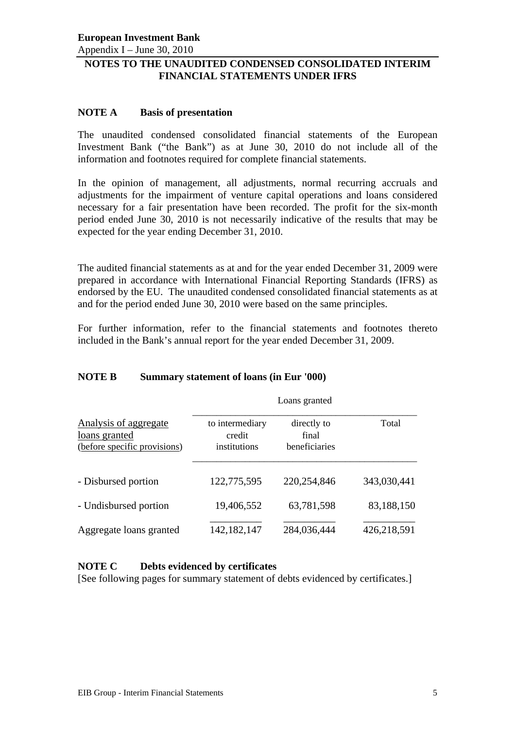**European Investment Bank**
Appendix I – June 30, 2010

## NOTES TO THE UNAUDITED CONDENSED CONSOLIDATED INTERIM FINANCIAL STATEMENTS UNDER IFRS

### NOTE A Basis of presentation

The unaudited condensed consolidated financial statements of the European Investment Bank ("the Bank") as at June 30, 2010 do not include all of the information and footnotes required for complete financial statements.

In the opinion of management, all adjustments, normal recurring accruals and adjustments for the impairment of venture capital operations and loans considered necessary for a fair presentation have been recorded. The profit for the six-month period ended June 30, 2010 is not necessarily indicative of the results that may be expected for the year ending December 31, 2010.

The audited financial statements as at and for the year ended December 31, 2009 were prepared in accordance with International Financial Reporting Standards (IFRS) as endorsed by the EU. The unaudited condensed consolidated financial statements as at and for the period ended June 30, 2010 were based on the same principles.

For further information, refer to the financial statements and footnotes thereto included in the Bank's annual report for the year ended December 31, 2009.

### NOTE B Summary statement of loans (in Eur '000)

| | Loans granted | | |
|---|---|---|---|
| Analysis of aggregate loans granted (before specific provisions) | to intermediary credit institutions | directly to final beneficiaries | Total |
| - Disbursed portion | 122,775,595 | 220,254,846 | 343,030,441 |
| - Undisbursed portion | 19,406,552 | 63,781,598 | 83,188,150 |
| Aggregate loans granted | 142,182,147 | 284,036,444 | 426,218,591 |

### NOTE C Debts evidenced by certificates

[See following pages for summary statement of debts evidenced by certificates.]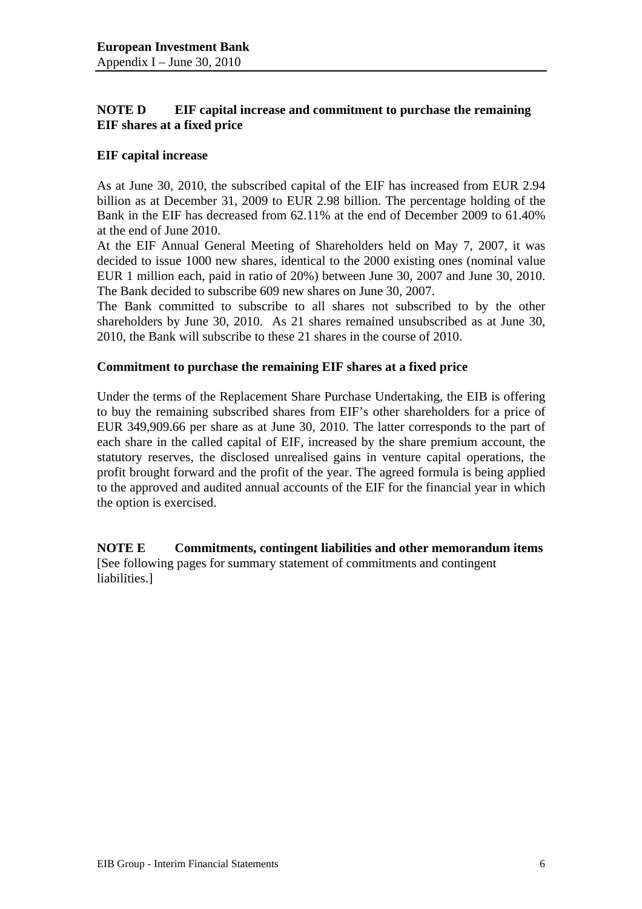## NOTE D EIF capital increase and commitment to purchase the remaining EIF shares at a fixed price

### EIF capital increase

As at June 30, 2010, the subscribed capital of the EIF has increased from EUR 2.94 billion as at December 31, 2009 to EUR 2.98 billion. The percentage holding of the Bank in the EIF has decreased from 62.11% at the end of December 2009 to 61.40% at the end of June 2010.

At the EIF Annual General Meeting of Shareholders held on May 7, 2007, it was decided to issue 1000 new shares, identical to the 2000 existing ones (nominal value EUR 1 million each, paid in ratio of 20%) between June 30, 2007 and June 30, 2010. The Bank decided to subscribe 609 new shares on June 30, 2007.

The Bank committed to subscribe to all shares not subscribed to by the other shareholders by June 30, 2010. As 21 shares remained unsubscribed as at June 30, 2010, the Bank will subscribe to these 21 shares in the course of 2010.

### Commitment to purchase the remaining EIF shares at a fixed price

Under the terms of the Replacement Share Purchase Undertaking, the EIB is offering to buy the remaining subscribed shares from EIF's other shareholders for a price of EUR 349,909.66 per share as at June 30, 2010. The latter corresponds to the part of each share in the called capital of EIF, increased by the share premium account, the statutory reserves, the disclosed unrealised gains in venture capital operations, the profit brought forward and the profit of the year. The agreed formula is being applied to the approved and audited annual accounts of the EIF for the financial year in which the option is exercised.

## NOTE E Commitments, contingent liabilities and other memorandum items

[See following pages for summary statement of commitments and contingent liabilities.]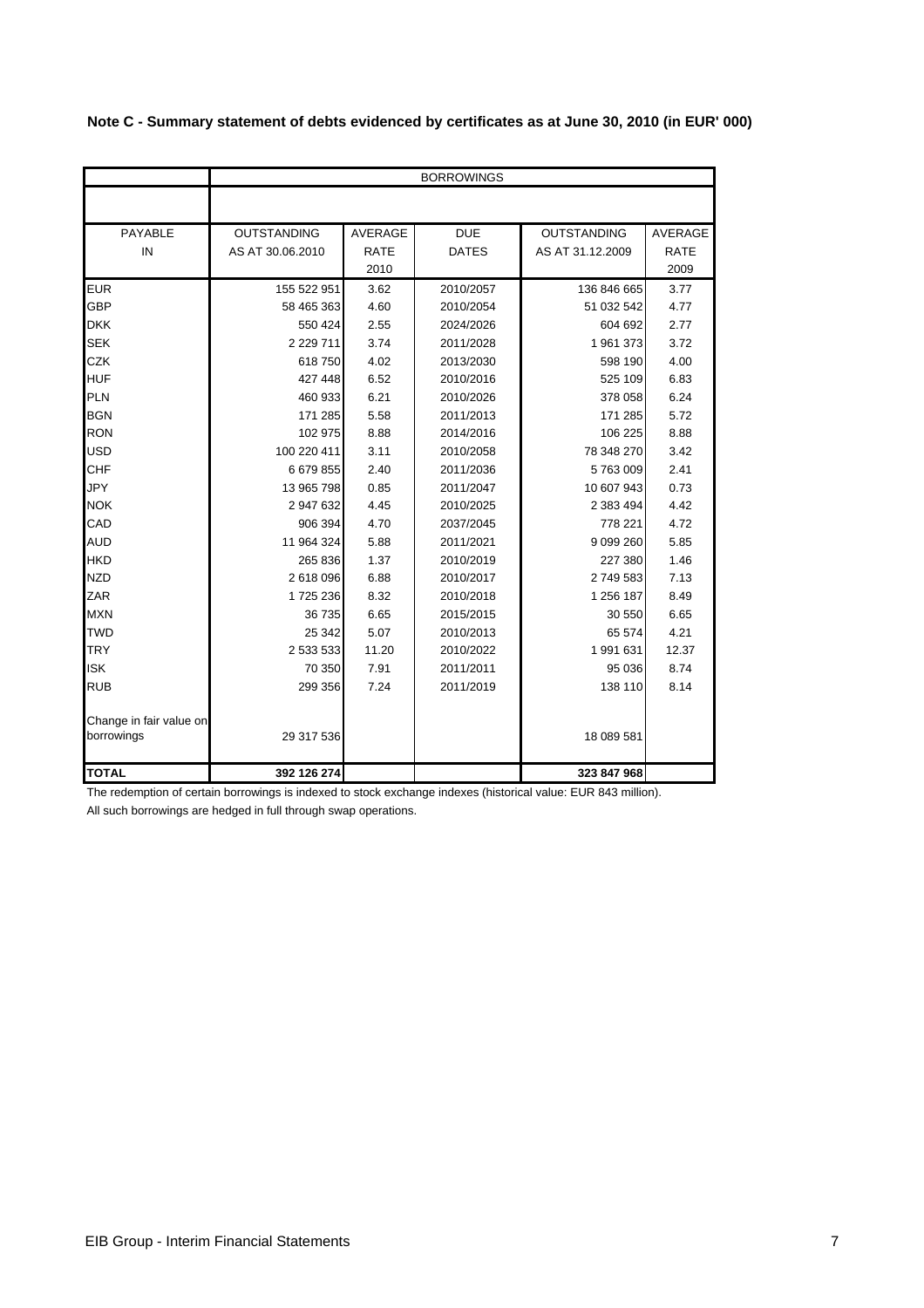**Note C - Summary statement of debts evidenced by certificates as at June 30, 2010 (in EUR' 000)**

| | BORROWINGS | | | | |
|---|---|---|---|---|---|
| PAYABLE IN | OUTSTANDING AS AT 30.06.2010 | AVERAGE RATE 2010 | DUE DATES | OUTSTANDING AS AT 31.12.2009 | AVERAGE RATE 2009 |
| EUR | 155 522 951 | 3.62 | 2010/2057 | 136 846 665 | 3.77 |
| GBP | 58 465 363 | 4.60 | 2010/2054 | 51 032 542 | 4.77 |
| DKK | 550 424 | 2.55 | 2024/2026 | 604 692 | 2.77 |
| SEK | 2 229 711 | 3.74 | 2011/2028 | 1 961 373 | 3.72 |
| CZK | 618 750 | 4.02 | 2013/2030 | 598 190 | 4.00 |
| HUF | 427 448 | 6.52 | 2010/2016 | 525 109 | 6.83 |
| PLN | 460 933 | 6.21 | 2010/2026 | 378 058 | 6.24 |
| BGN | 171 285 | 5.58 | 2011/2013 | 171 285 | 5.72 |
| RON | 102 975 | 8.88 | 2014/2016 | 106 225 | 8.88 |
| USD | 100 220 411 | 3.11 | 2010/2058 | 78 348 270 | 3.42 |
| CHF | 6 679 855 | 2.40 | 2011/2036 | 5 763 009 | 2.41 |
| JPY | 13 965 798 | 0.85 | 2011/2047 | 10 607 943 | 0.73 |
| NOK | 2 947 632 | 4.45 | 2010/2025 | 2 383 494 | 4.42 |
| CAD | 906 394 | 4.70 | 2037/2045 | 778 221 | 4.72 |
| AUD | 11 964 324 | 5.88 | 2011/2021 | 9 099 260 | 5.85 |
| HKD | 265 836 | 1.37 | 2010/2019 | 227 380 | 1.46 |
| NZD | 2 618 096 | 6.88 | 2010/2017 | 2 749 583 | 7.13 |
| ZAR | 1 725 236 | 8.32 | 2010/2018 | 1 256 187 | 8.49 |
| MXN | 36 735 | 6.65 | 2015/2015 | 30 550 | 6.65 |
| TWD | 25 342 | 5.07 | 2010/2013 | 65 574 | 4.21 |
| TRY | 2 533 533 | 11.20 | 2010/2022 | 1 991 631 | 12.37 |
| ISK | 70 350 | 7.91 | 2011/2011 | 95 036 | 8.74 |
| RUB | 299 356 | 7.24 | 2011/2019 | 138 110 | 8.14 |
| Change in fair value on borrowings | 29 317 536 | | | 18 089 581 | |
| **TOTAL** | **392 126 274** | | | **323 847 968** | |

The redemption of certain borrowings is indexed to stock exchange indexes (historical value: EUR 843 million).
All such borrowings are hedged in full through swap operations.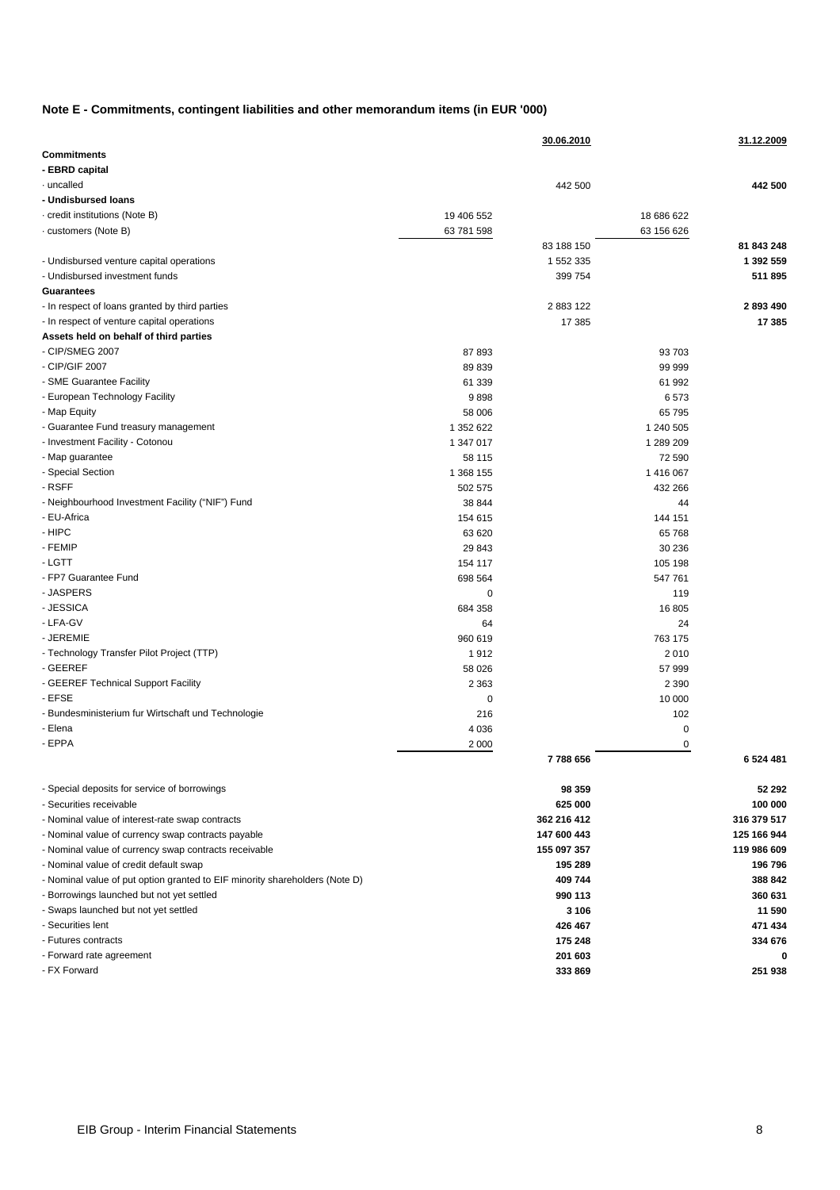**Note E - Commitments, contingent liabilities and other memorandum items (in EUR '000)**

| | | 30.06.2010 | | 31.12.2009 |
|---|---|---|---|---|
| **Commitments** | | | | |
| **- EBRD capital** | | | | |
| · uncalled | | 442 500 | | **442 500** |
| **- Undisbursed loans** | | | | |
| · credit institutions (Note B) | 19 406 552 | | 18 686 622 | |
| · customers (Note B) | 63 781 598 | | 63 156 626 | |
| | | 83 188 150 | | **81 843 248** |
| - Undisbursed venture capital operations | | 1 552 335 | | **1 392 559** |
| - Undisbursed investment funds | | 399 754 | | **511 895** |
| **Guarantees** | | | | |
| - In respect of loans granted by third parties | | 2 883 122 | | **2 893 490** |
| - In respect of venture capital operations | | 17 385 | | **17 385** |
| **Assets held on behalf of third parties** | | | | |
| - CIP/SMEG 2007 | 87 893 | | 93 703 | |
| - CIP/GIF 2007 | 89 839 | | 99 999 | |
| - SME Guarantee Facility | 61 339 | | 61 992 | |
| - European Technology Facility | 9 898 | | 6 573 | |
| - Map Equity | 58 006 | | 65 795 | |
| - Guarantee Fund treasury management | 1 352 622 | | 1 240 505 | |
| - Investment Facility - Cotonou | 1 347 017 | | 1 289 209 | |
| - Map guarantee | 58 115 | | 72 590 | |
| - Special Section | 1 368 155 | | 1 416 067 | |
| - RSFF | 502 575 | | 432 266 | |
| - Neighbourhood Investment Facility ("NIF") Fund | 38 844 | | 44 | |
| - EU-Africa | 154 615 | | 144 151 | |
| - HIPC | 63 620 | | 65 768 | |
| - FEMIP | 29 843 | | 30 236 | |
| - LGTT | 154 117 | | 105 198 | |
| - FP7 Guarantee Fund | 698 564 | | 547 761 | |
| - JASPERS | 0 | | 119 | |
| - JESSICA | 684 358 | | 16 805 | |
| - LFA-GV | 64 | | 24 | |
| - JEREMIE | 960 619 | | 763 175 | |
| - Technology Transfer Pilot Project (TTP) | 1 912 | | 2 010 | |
| - GEEREF | 58 026 | | 57 999 | |
| - GEEREF Technical Support Facility | 2 363 | | 2 390 | |
| - EFSE | 0 | | 10 000 | |
| - Bundesministerium fur Wirtschaft und Technologie | 216 | | 102 | |
| - Elena | 4 036 | | 0 | |
| - EPPA | 2 000 | | 0 | |
| | | **7 788 656** | | **6 524 481** |
| - Special deposits for service of borrowings | | **98 359** | | **52 292** |
| - Securities receivable | | **625 000** | | **100 000** |
| - Nominal value of interest-rate swap contracts | | **362 216 412** | | **316 379 517** |
| - Nominal value of currency swap contracts payable | | **147 600 443** | | **125 166 944** |
| - Nominal value of currency swap contracts receivable | | **155 097 357** | | **119 986 609** |
| - Nominal value of credit default swap | | **195 289** | | **196 796** |
| - Nominal value of put option granted to EIF minority shareholders (Note D) | | **409 744** | | **388 842** |
| - Borrowings launched but not yet settled | | **990 113** | | **360 631** |
| - Swaps launched but not yet settled | | **3 106** | | **11 590** |
| - Securities lent | | **426 467** | | **471 434** |
| - Futures contracts | | **175 248** | | **334 676** |
| - Forward rate agreement | | **201 603** | | **0** |
| - FX Forward | | **333 869** | | **251 938** |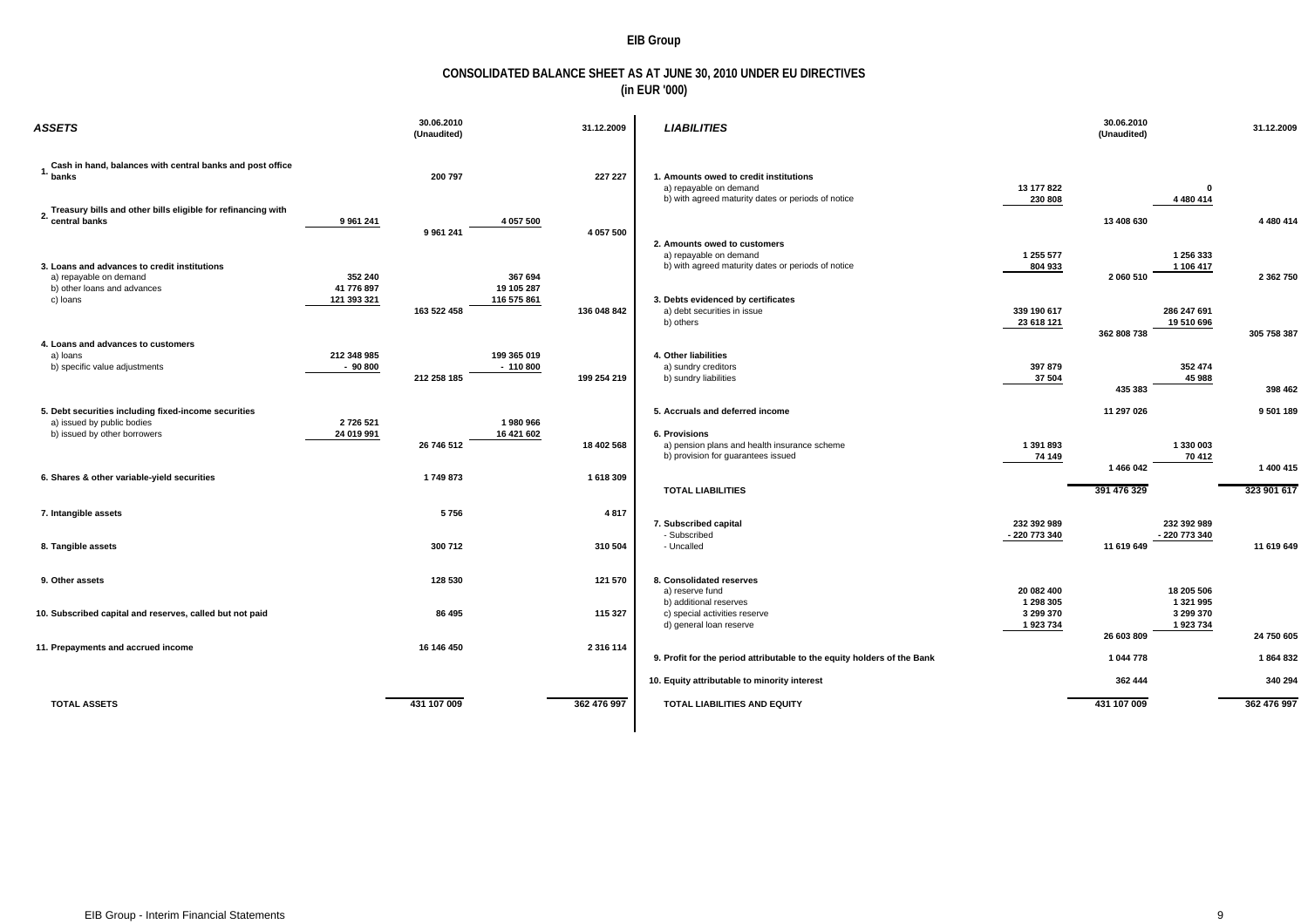# EIB Group

## CONSOLIDATED BALANCE SHEET AS AT JUNE 30, 2010 UNDER EU DIRECTIVES
### (in EUR '000)

| ASSETS | | 30.06.2010 (Unaudited) | | 31.12.2009 |
|---|---|---|---|---|
| 1. Cash in hand, balances with central banks and post office banks | | 200 797 | | 227 227 |
| 2. Treasury bills and other bills eligible for refinancing with central banks | 9 961 241 | | 4 057 500 | |
| | | 9 961 241 | | 4 057 500 |
| 3. Loans and advances to credit institutions | | | | |
| a) repayable on demand | 352 240 | | 367 694 | |
| b) other loans and advances | 41 776 897 | | 19 105 287 | |
| c) loans | 121 393 321 | | 116 575 861 | |
| | | 163 522 458 | | 136 048 842 |
| 4. Loans and advances to customers | | | | |
| a) loans | 212 348 985 | | 199 365 019 | |
| b) specific value adjustments | - 90 800 | | - 110 800 | |
| | | 212 258 185 | | 199 254 219 |
| 5. Debt securities including fixed-income securities | | | | |
| a) issued by public bodies | 2 726 521 | | 1 980 966 | |
| b) issued by other borrowers | 24 019 991 | | 16 421 602 | |
| | | 26 746 512 | | 18 402 568 |
| 6. Shares & other variable-yield securities | | 1 749 873 | | 1 618 309 |
| 7. Intangible assets | | 5 756 | | 4 817 |
| 8. Tangible assets | | 300 712 | | 310 504 |
| 9. Other assets | | 128 530 | | 121 570 |
| 10. Subscribed capital and reserves, called but not paid | | 86 495 | | 115 327 |
| 11. Prepayments and accrued income | | 16 146 450 | | 2 316 114 |
| **TOTAL ASSETS** | | **431 107 009** | | **362 476 997** |

| LIABILITIES | | 30.06.2010 (Unaudited) | | 31.12.2009 |
|---|---|---|---|---|
| 1. Amounts owed to credit institutions | | | | |
| a) repayable on demand | 13 177 822 | | 0 | |
| b) with agreed maturity dates or periods of notice | 230 808 | | 4 480 414 | |
| | | 13 408 630 | | 4 480 414 |
| 2. Amounts owed to customers | | | | |
| a) repayable on demand | 1 255 577 | | 1 256 333 | |
| b) with agreed maturity dates or periods of notice | 804 933 | | 1 106 417 | |
| | | 2 060 510 | | 2 362 750 |
| 3. Debts evidenced by certificates | | | | |
| a) debt securities in issue | 339 190 617 | | 286 247 691 | |
| b) others | 23 618 121 | | 19 510 696 | |
| | | 362 808 738 | | 305 758 387 |
| 4. Other liabilities | | | | |
| a) sundry creditors | 397 879 | | 352 474 | |
| b) sundry liabilities | 37 504 | | 45 988 | |
| | | 435 383 | | 398 462 |
| 5. Accruals and deferred income | | 11 297 026 | | 9 501 189 |
| 6. Provisions | | | | |
| a) pension plans and health insurance scheme | 1 391 893 | | 1 330 003 | |
| b) provision for guarantees issued | 74 149 | | 70 412 | |
| | | 1 466 042 | | 1 400 415 |
| **TOTAL LIABILITIES** | | **391 476 329** | | **323 901 617** |
| 7. Subscribed capital | 232 392 989 | | 232 392 989 | |
| - Subscribed | - 220 773 340 | | - 220 773 340 | |
| - Uncalled | | 11 619 649 | | 11 619 649 |
| 8. Consolidated reserves | | | | |
| a) reserve fund | 20 082 400 | | 18 205 506 | |
| b) additional reserves | 1 298 305 | | 1 321 995 | |
| c) special activities reserve | 3 299 370 | | 3 299 370 | |
| d) general loan reserve | 1 923 734 | | 1 923 734 | |
| | | 26 603 809 | | 24 750 605 |
| 9. Profit for the period attributable to the equity holders of the Bank | | 1 044 778 | | 1 864 832 |
| 10. Equity attributable to minority interest | | 362 444 | | 340 294 |
| **TOTAL LIABILITIES AND EQUITY** | | **431 107 009** | | **362 476 997** |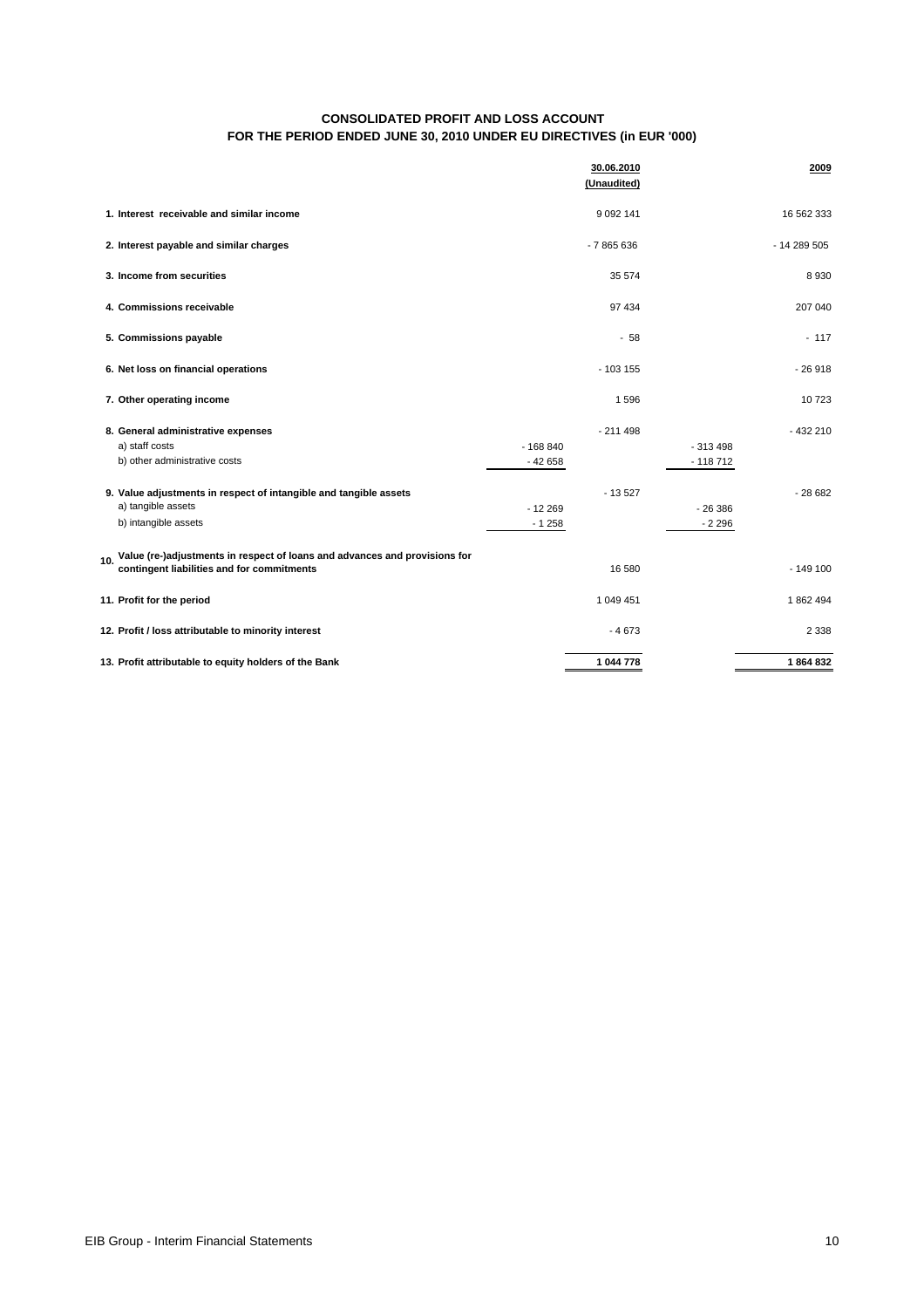# CONSOLIDATED PROFIT AND LOSS ACCOUNT
## FOR THE PERIOD ENDED JUNE 30, 2010 UNDER EU DIRECTIVES (in EUR '000)

| | | 30.06.2010 (Unaudited) | | 2009 |
|---|---|---|---|---|
| **1. Interest receivable and similar income** | | 9 092 141 | | 16 562 333 |
| **2. Interest payable and similar charges** | | - 7 865 636 | | - 14 289 505 |
| **3. Income from securities** | | 35 574 | | 8 930 |
| **4. Commissions receivable** | | 97 434 | | 207 040 |
| **5. Commissions payable** | | - 58 | | - 117 |
| **6. Net loss on financial operations** | | - 103 155 | | - 26 918 |
| **7. Other operating income** | | 1 596 | | 10 723 |
| **8. General administrative expenses** | | - 211 498 | | - 432 210 |
| a) staff costs | - 168 840 | | - 313 498 | |
| b) other administrative costs | - 42 658 | | - 118 712 | |
| **9. Value adjustments in respect of intangible and tangible assets** | | - 13 527 | | - 28 682 |
| a) tangible assets | - 12 269 | | - 26 386 | |
| b) intangible assets | - 1 258 | | - 2 296 | |
| **10. Value (re-)adjustments in respect of loans and advances and provisions for contingent liabilities and for commitments** | | 16 580 | | - 149 100 |
| **11. Profit for the period** | | 1 049 451 | | 1 862 494 |
| **12. Profit / loss attributable to minority interest** | | - 4 673 | | 2 338 |
| **13. Profit attributable to equity holders of the Bank** | | **1 044 778** | | **1 864 832** |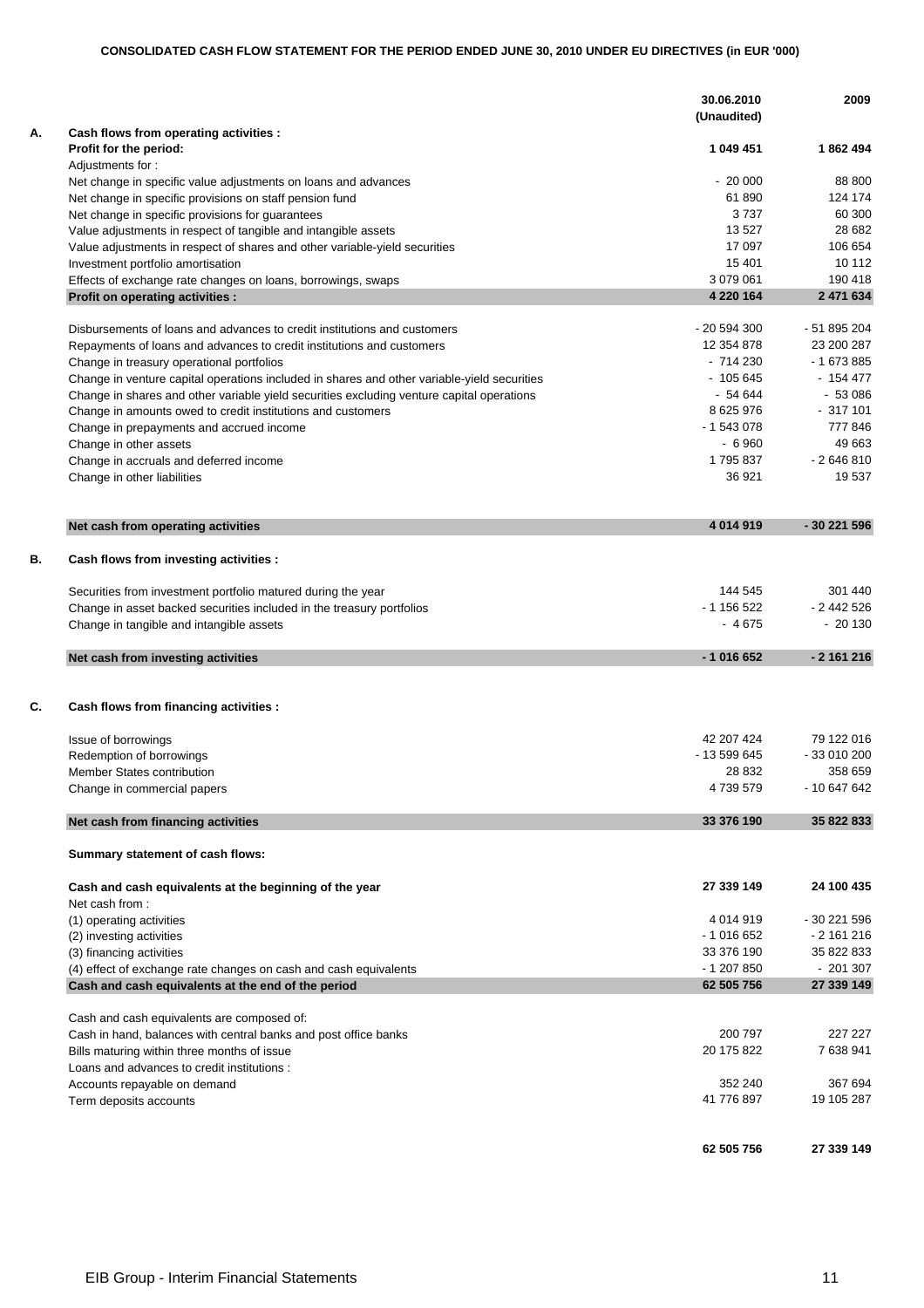**CONSOLIDATED CASH FLOW STATEMENT FOR THE PERIOD ENDED JUNE 30, 2010 UNDER EU DIRECTIVES (in EUR '000)**

| | | 30.06.2010 (Unaudited) | 2009 |
|---|---|---|---|
| **A.** | **Cash flows from operating activities :** | | |
| | **Profit for the period:** | **1 049 451** | **1 862 494** |
| | Adjustments for : | | |
| | Net change in specific value adjustments on loans and advances | - 20 000 | 88 800 |
| | Net change in specific provisions on staff pension fund | 61 890 | 124 174 |
| | Net change in specific provisions for guarantees | 3 737 | 60 300 |
| | Value adjustments in respect of tangible and intangible assets | 13 527 | 28 682 |
| | Value adjustments in respect of shares and other variable-yield securities | 17 097 | 106 654 |
| | Investment portfolio amortisation | 15 401 | 10 112 |
| | Effects of exchange rate changes on loans, borrowings, swaps | 3 079 061 | 190 418 |
| | **Profit on operating activities :** | **4 220 164** | **2 471 634** |
| | Disbursements of loans and advances to credit institutions and customers | - 20 594 300 | - 51 895 204 |
| | Repayments of loans and advances to credit institutions and customers | 12 354 878 | 23 200 287 |
| | Change in treasury operational portfolios | - 714 230 | - 1 673 885 |
| | Change in venture capital operations included in shares and other variable-yield securities | - 105 645 | - 154 477 |
| | Change in shares and other variable yield securities excluding venture capital operations | - 54 644 | - 53 086 |
| | Change in amounts owed to credit institutions and customers | 8 625 976 | - 317 101 |
| | Change in prepayments and accrued income | - 1 543 078 | 777 846 |
| | Change in other assets | - 6 960 | 49 663 |
| | Change in accruals and deferred income | 1 795 837 | - 2 646 810 |
| | Change in other liabilities | 36 921 | 19 537 |
| | **Net cash from operating activities** | **4 014 919** | **- 30 221 596** |
| **B.** | **Cash flows from investing activities :** | | |
| | Securities from investment portfolio matured during the year | 144 545 | 301 440 |
| | Change in asset backed securities included in the treasury portfolios | - 1 156 522 | - 2 442 526 |
| | Change in tangible and intangible assets | - 4 675 | - 20 130 |
| | **Net cash from investing activities** | **- 1 016 652** | **- 2 161 216** |
| **C.** | **Cash flows from financing activities :** | | |
| | Issue of borrowings | 42 207 424 | 79 122 016 |
| | Redemption of borrowings | - 13 599 645 | - 33 010 200 |
| | Member States contribution | 28 832 | 358 659 |
| | Change in commercial papers | 4 739 579 | - 10 647 642 |
| | **Net cash from financing activities** | **33 376 190** | **35 822 833** |
| | **Summary statement of cash flows:** | | |
| | **Cash and cash equivalents at the beginning of the year** | **27 339 149** | **24 100 435** |
| | Net cash from : | | |
| | (1) operating activities | 4 014 919 | - 30 221 596 |
| | (2) investing activities | - 1 016 652 | - 2 161 216 |
| | (3) financing activities | 33 376 190 | 35 822 833 |
| | (4) effect of exchange rate changes on cash and cash equivalents | - 1 207 850 | - 201 307 |
| | **Cash and cash equivalents at the end of the period** | **62 505 756** | **27 339 149** |
| | Cash and cash equivalents are composed of: | | |
| | Cash in hand, balances with central banks and post office banks | 200 797 | 227 227 |
| | Bills maturing within three months of issue | 20 175 822 | 7 638 941 |
| | Loans and advances to credit institutions : | | |
| | Accounts repayable on demand | 352 240 | 367 694 |
| | Term deposits accounts | 41 776 897 | 19 105 287 |
| | | **62 505 756** | **27 339 149** |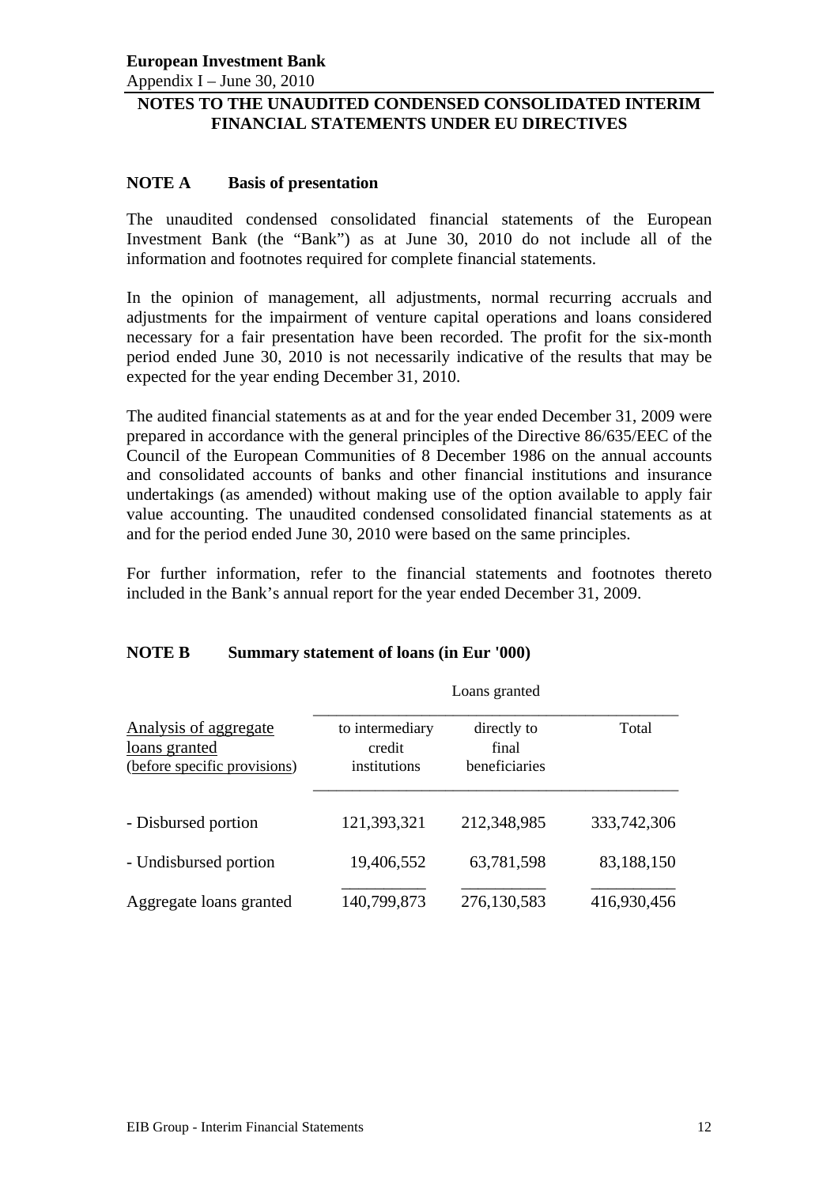**European Investment Bank**
Appendix I – June 30, 2010

## NOTES TO THE UNAUDITED CONDENSED CONSOLIDATED INTERIM FINANCIAL STATEMENTS UNDER EU DIRECTIVES

### NOTE A Basis of presentation

The unaudited condensed consolidated financial statements of the European Investment Bank (the "Bank") as at June 30, 2010 do not include all of the information and footnotes required for complete financial statements.

In the opinion of management, all adjustments, normal recurring accruals and adjustments for the impairment of venture capital operations and loans considered necessary for a fair presentation have been recorded. The profit for the six-month period ended June 30, 2010 is not necessarily indicative of the results that may be expected for the year ending December 31, 2010.

The audited financial statements as at and for the year ended December 31, 2009 were prepared in accordance with the general principles of the Directive 86/635/EEC of the Council of the European Communities of 8 December 1986 on the annual accounts and consolidated accounts of banks and other financial institutions and insurance undertakings (as amended) without making use of the option available to apply fair value accounting. The unaudited condensed consolidated financial statements as at and for the period ended June 30, 2010 were based on the same principles.

For further information, refer to the financial statements and footnotes thereto included in the Bank's annual report for the year ended December 31, 2009.

### NOTE B Summary statement of loans (in Eur '000)

| Analysis of aggregate loans granted (before specific provisions) | Loans granted | | |
|---|---|---|---|
| | to intermediary credit institutions | directly to final beneficiaries | Total |
| - Disbursed portion | 121,393,321 | 212,348,985 | 333,742,306 |
| - Undisbursed portion | 19,406,552 | 63,781,598 | 83,188,150 |
| Aggregate loans granted | 140,799,873 | 276,130,583 | 416,930,456 |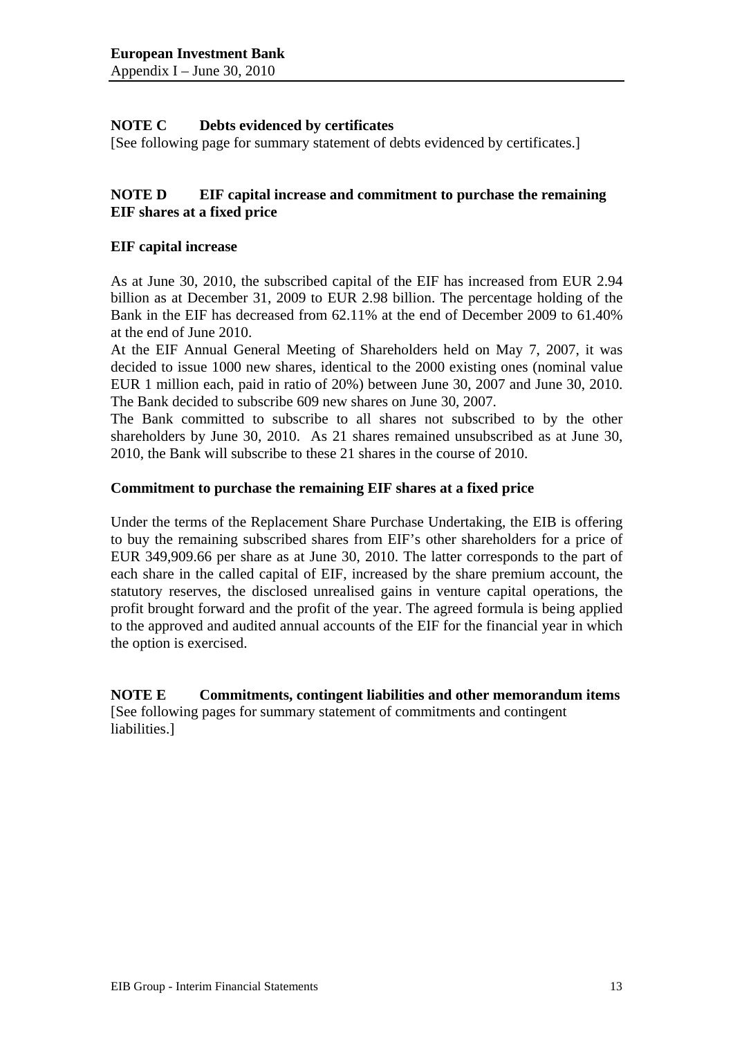## NOTE C Debts evidenced by certificates

[See following page for summary statement of debts evidenced by certificates.]

## NOTE D EIF capital increase and commitment to purchase the remaining EIF shares at a fixed price

### EIF capital increase

As at June 30, 2010, the subscribed capital of the EIF has increased from EUR 2.94 billion as at December 31, 2009 to EUR 2.98 billion. The percentage holding of the Bank in the EIF has decreased from 62.11% at the end of December 2009 to 61.40% at the end of June 2010.

At the EIF Annual General Meeting of Shareholders held on May 7, 2007, it was decided to issue 1000 new shares, identical to the 2000 existing ones (nominal value EUR 1 million each, paid in ratio of 20%) between June 30, 2007 and June 30, 2010. The Bank decided to subscribe 609 new shares on June 30, 2007.

The Bank committed to subscribe to all shares not subscribed to by the other shareholders by June 30, 2010. As 21 shares remained unsubscribed as at June 30, 2010, the Bank will subscribe to these 21 shares in the course of 2010.

### Commitment to purchase the remaining EIF shares at a fixed price

Under the terms of the Replacement Share Purchase Undertaking, the EIB is offering to buy the remaining subscribed shares from EIF's other shareholders for a price of EUR 349,909.66 per share as at June 30, 2010. The latter corresponds to the part of each share in the called capital of EIF, increased by the share premium account, the statutory reserves, the disclosed unrealised gains in venture capital operations, the profit brought forward and the profit of the year. The agreed formula is being applied to the approved and audited annual accounts of the EIF for the financial year in which the option is exercised.

## NOTE E Commitments, contingent liabilities and other memorandum items

[See following pages for summary statement of commitments and contingent liabilities.]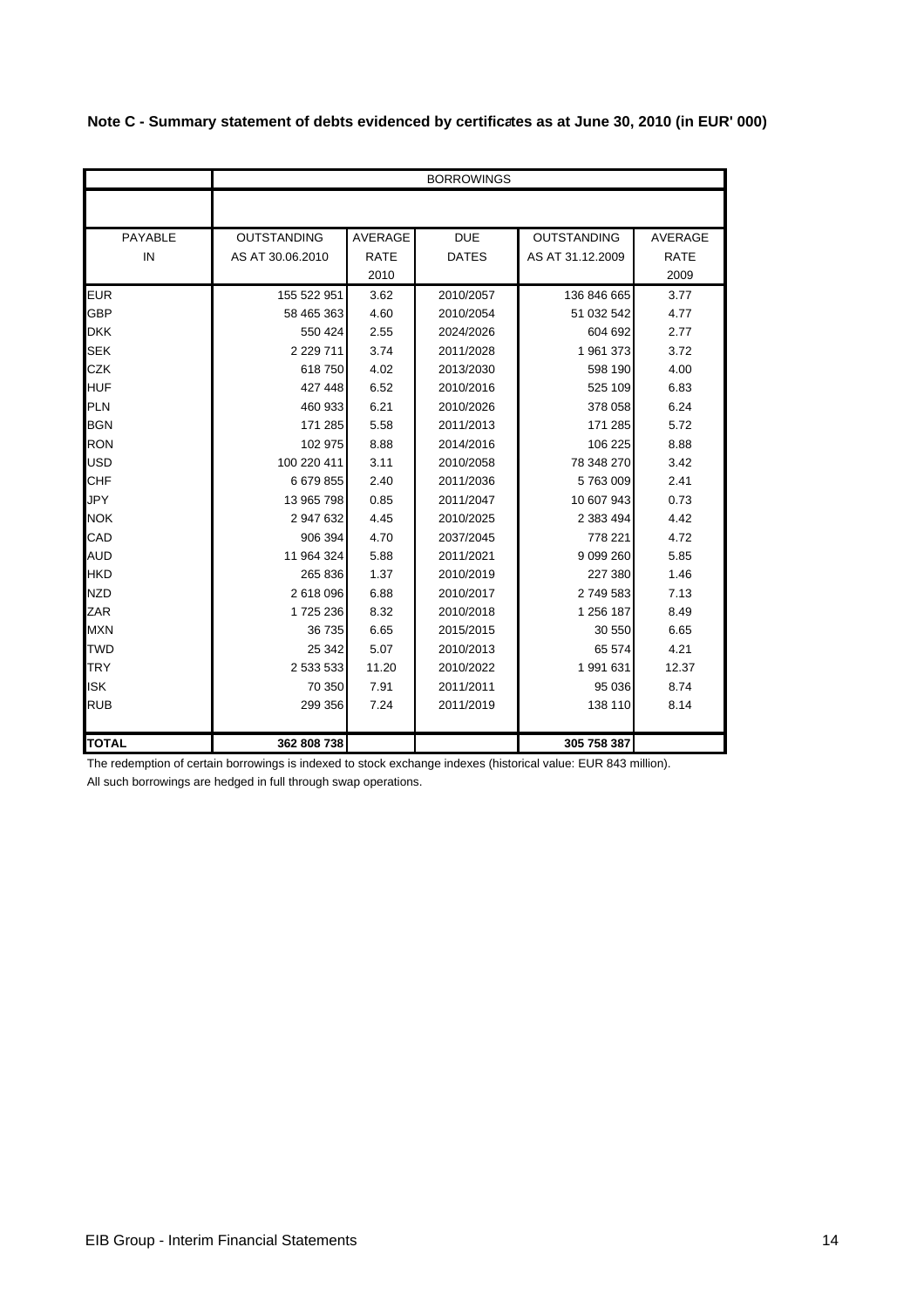**Note C - Summary statement of debts evidenced by certificates as at June 30, 2010 (in EUR' 000)**

| | BORROWINGS | | | | |
|---|---|---|---|---|---|
| PAYABLE IN | OUTSTANDING AS AT 30.06.2010 | AVERAGE RATE 2010 | DUE DATES | OUTSTANDING AS AT 31.12.2009 | AVERAGE RATE 2009 |
| EUR | 155 522 951 | 3.62 | 2010/2057 | 136 846 665 | 3.77 |
| GBP | 58 465 363 | 4.60 | 2010/2054 | 51 032 542 | 4.77 |
| DKK | 550 424 | 2.55 | 2024/2026 | 604 692 | 2.77 |
| SEK | 2 229 711 | 3.74 | 2011/2028 | 1 961 373 | 3.72 |
| CZK | 618 750 | 4.02 | 2013/2030 | 598 190 | 4.00 |
| HUF | 427 448 | 6.52 | 2010/2016 | 525 109 | 6.83 |
| PLN | 460 933 | 6.21 | 2010/2026 | 378 058 | 6.24 |
| BGN | 171 285 | 5.58 | 2011/2013 | 171 285 | 5.72 |
| RON | 102 975 | 8.88 | 2014/2016 | 106 225 | 8.88 |
| USD | 100 220 411 | 3.11 | 2010/2058 | 78 348 270 | 3.42 |
| CHF | 6 679 855 | 2.40 | 2011/2036 | 5 763 009 | 2.41 |
| JPY | 13 965 798 | 0.85 | 2011/2047 | 10 607 943 | 0.73 |
| NOK | 2 947 632 | 4.45 | 2010/2025 | 2 383 494 | 4.42 |
| CAD | 906 394 | 4.70 | 2037/2045 | 778 221 | 4.72 |
| AUD | 11 964 324 | 5.88 | 2011/2021 | 9 099 260 | 5.85 |
| HKD | 265 836 | 1.37 | 2010/2019 | 227 380 | 1.46 |
| NZD | 2 618 096 | 6.88 | 2010/2017 | 2 749 583 | 7.13 |
| ZAR | 1 725 236 | 8.32 | 2010/2018 | 1 256 187 | 8.49 |
| MXN | 36 735 | 6.65 | 2015/2015 | 30 550 | 6.65 |
| TWD | 25 342 | 5.07 | 2010/2013 | 65 574 | 4.21 |
| TRY | 2 533 533 | 11.20 | 2010/2022 | 1 991 631 | 12.37 |
| ISK | 70 350 | 7.91 | 2011/2011 | 95 036 | 8.74 |
| RUB | 299 356 | 7.24 | 2011/2019 | 138 110 | 8.14 |
| **TOTAL** | **362 808 738** | | | **305 758 387** | |

The redemption of certain borrowings is indexed to stock exchange indexes (historical value: EUR 843 million).

All such borrowings are hedged in full through swap operations.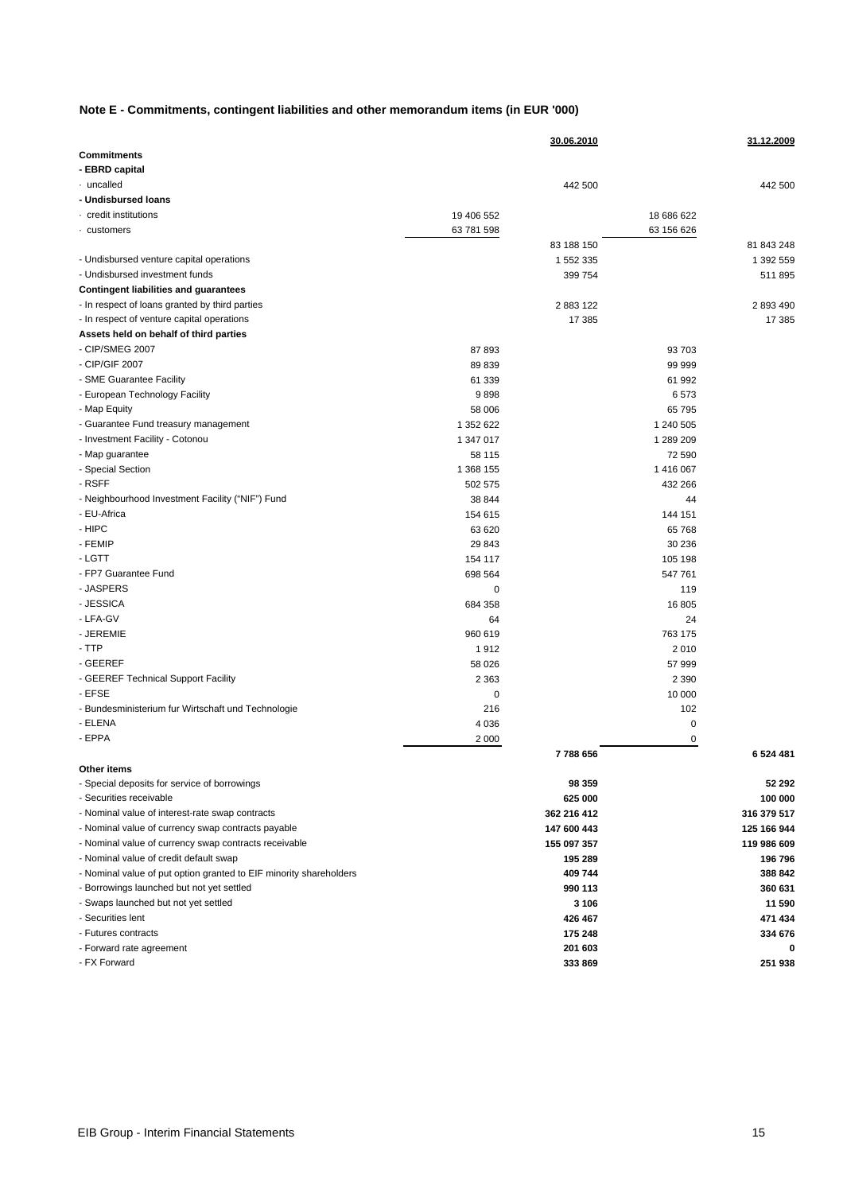**Note E - Commitments, contingent liabilities and other memorandum items (in EUR '000)**

| | | 30.06.2010 | | 31.12.2009 |
|---|---|---|---|---|
| **Commitments** | | | | |
| **- EBRD capital** | | | | |
| · uncalled | | 442 500 | | 442 500 |
| **- Undisbursed loans** | | | | |
| · credit institutions | 19 406 552 | | 18 686 622 | |
| · customers | 63 781 598 | | 63 156 626 | |
| | | 83 188 150 | | 81 843 248 |
| - Undisbursed venture capital operations | | 1 552 335 | | 1 392 559 |
| - Undisbursed investment funds | | 399 754 | | 511 895 |
| **Contingent liabilities and guarantees** | | | | |
| - In respect of loans granted by third parties | | 2 883 122 | | 2 893 490 |
| - In respect of venture capital operations | | 17 385 | | 17 385 |
| **Assets held on behalf of third parties** | | | | |
| - CIP/SMEG 2007 | 87 893 | | 93 703 | |
| - CIP/GIF 2007 | 89 839 | | 99 999 | |
| - SME Guarantee Facility | 61 339 | | 61 992 | |
| - European Technology Facility | 9 898 | | 6 573 | |
| - Map Equity | 58 006 | | 65 795 | |
| - Guarantee Fund treasury management | 1 352 622 | | 1 240 505 | |
| - Investment Facility - Cotonou | 1 347 017 | | 1 289 209 | |
| - Map guarantee | 58 115 | | 72 590 | |
| - Special Section | 1 368 155 | | 1 416 067 | |
| - RSFF | 502 575 | | 432 266 | |
| - Neighbourhood Investment Facility ("NIF") Fund | 38 844 | | 44 | |
| - EU-Africa | 154 615 | | 144 151 | |
| - HIPC | 63 620 | | 65 768 | |
| - FEMIP | 29 843 | | 30 236 | |
| - LGTT | 154 117 | | 105 198 | |
| - FP7 Guarantee Fund | 698 564 | | 547 761 | |
| - JASPERS | 0 | | 119 | |
| - JESSICA | 684 358 | | 16 805 | |
| - LFA-GV | 64 | | 24 | |
| - JEREMIE | 960 619 | | 763 175 | |
| - TTP | 1 912 | | 2 010 | |
| - GEEREF | 58 026 | | 57 999 | |
| - GEEREF Technical Support Facility | 2 363 | | 2 390 | |
| - EFSE | 0 | | 10 000 | |
| - Bundesministerium fur Wirtschaft und Technologie | 216 | | 102 | |
| - ELENA | 4 036 | | 0 | |
| - EPPA | 2 000 | | 0 | |
| | | **7 788 656** | | **6 524 481** |
| **Other items** | | | | |
| - Special deposits for service of borrowings | | **98 359** | | **52 292** |
| - Securities receivable | | **625 000** | | **100 000** |
| - Nominal value of interest-rate swap contracts | | **362 216 412** | | **316 379 517** |
| - Nominal value of currency swap contracts payable | | **147 600 443** | | **125 166 944** |
| - Nominal value of currency swap contracts receivable | | **155 097 357** | | **119 986 609** |
| - Nominal value of credit default swap | | **195 289** | | **196 796** |
| - Nominal value of put option granted to EIF minority shareholders | | **409 744** | | **388 842** |
| - Borrowings launched but not yet settled | | **990 113** | | **360 631** |
| - Swaps launched but not yet settled | | **3 106** | | **11 590** |
| - Securities lent | | **426 467** | | **471 434** |
| - Futures contracts | | **175 248** | | **334 676** |
| - Forward rate agreement | | **201 603** | | **0** |
| - FX Forward | | **333 869** | | **251 938** |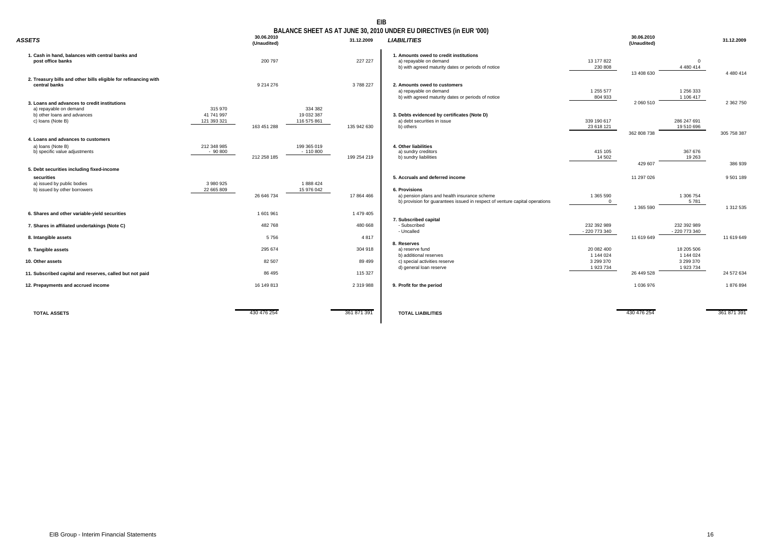# EIB

## BALANCE SHEET AS AT JUNE 30, 2010 UNDER EU DIRECTIVES (in EUR '000)

| ***ASSETS*** | | 30.06.2010 (Unaudited) | | 31.12.2009 |
|---|---|---|---|---|
| **1. Cash in hand, balances with central banks and post office banks** | | 200 797 | | 227 227 |
| **2. Treasury bills and other bills eligible for refinancing with central banks** | | 9 214 276 | | 3 788 227 |
| **3. Loans and advances to credit institutions** | | | | |
| a) repayable on demand | 315 970 | | 334 382 | |
| b) other loans and advances | 41 741 997 | | 19 032 387 | |
| c) loans (Note B) | 121 393 321 | | 116 575 861 | |
| | | 163 451 288 | | 135 942 630 |
| **4. Loans and advances to customers** | | | | |
| a) loans (Note B) | 212 348 985 | | 199 365 019 | |
| b) specific value adjustments | - 90 800 | | - 110 800 | |
| | | 212 258 185 | | 199 254 219 |
| **5. Debt securities including fixed-income securities** | | | | |
| a) issued by public bodies | 3 980 925 | | 1 888 424 | |
| b) issued by other borrowers | 22 665 809 | | 15 976 042 | |
| | | 26 646 734 | | 17 864 466 |
| **6. Shares and other variable-yield securities** | | 1 601 961 | | 1 479 405 |
| **7. Shares in affiliated undertakings (Note C)** | | 482 768 | | 480 668 |
| **8. Intangible assets** | | 5 756 | | 4 817 |
| **9. Tangible assets** | | 295 674 | | 304 918 |
| **10. Other assets** | | 82 507 | | 89 499 |
| **11. Subscribed capital and reserves, called but not paid** | | 86 495 | | 115 327 |
| **12. Prepayments and accrued income** | | 16 149 813 | | 2 319 988 |
| **TOTAL ASSETS** | | 430 476 254 | | 361 871 391 |

| ***LIABILITIES*** | | 30.06.2010 (Unaudited) | | 31.12.2009 |
|---|---|---|---|---|
| **1. Amounts owed to credit institutions** | | | | |
| a) repayable on demand | 13 177 822 | | 0 | |
| b) with agreed maturity dates or periods of notice | 230 808 | | 4 480 414 | |
| | | 13 408 630 | | 4 480 414 |
| **2. Amounts owed to customers** | | | | |
| a) repayable on demand | 1 255 577 | | 1 256 333 | |
| b) with agreed maturity dates or periods of notice | 804 933 | | 1 106 417 | |
| | | 2 060 510 | | 2 362 750 |
| **3. Debts evidenced by certificates (Note D)** | | | | |
| a) debt securities in issue | 339 190 617 | | 286 247 691 | |
| b) others | 23 618 121 | | 19 510 696 | |
| | | 362 808 738 | | 305 758 387 |
| **4. Other liabilities** | | | | |
| a) sundry creditors | 415 105 | | 367 676 | |
| b) sundry liabilities | 14 502 | | 19 263 | |
| | | 429 607 | | 386 939 |
| **5. Accruals and deferred income** | | 11 297 026 | | 9 501 189 |
| **6. Provisions** | | | | |
| a) pension plans and health insurance scheme | 1 365 590 | | 1 306 754 | |
| b) provision for guarantees issued in respect of venture capital operations | 0 | | 5 781 | |
| | | 1 365 590 | | 1 312 535 |
| **7. Subscribed capital** | | | | |
| - Subscribed | 232 392 989 | | 232 392 989 | |
| - Uncalled | - 220 773 340 | | - 220 773 340 | |
| | | 11 619 649 | | 11 619 649 |
| **8. Reserves** | | | | |
| a) reserve fund | 20 082 400 | | 18 205 506 | |
| b) additional reserves | 1 144 024 | | 1 144 024 | |
| c) special activities reserve | 3 299 370 | | 3 299 370 | |
| d) general loan reserve | 1 923 734 | | 1 923 734 | |
| | | 26 449 528 | | 24 572 634 |
| **9. Profit for the period** | | 1 036 976 | | 1 876 894 |
| **TOTAL LIABILITIES** | | 430 476 254 | | 361 871 391 |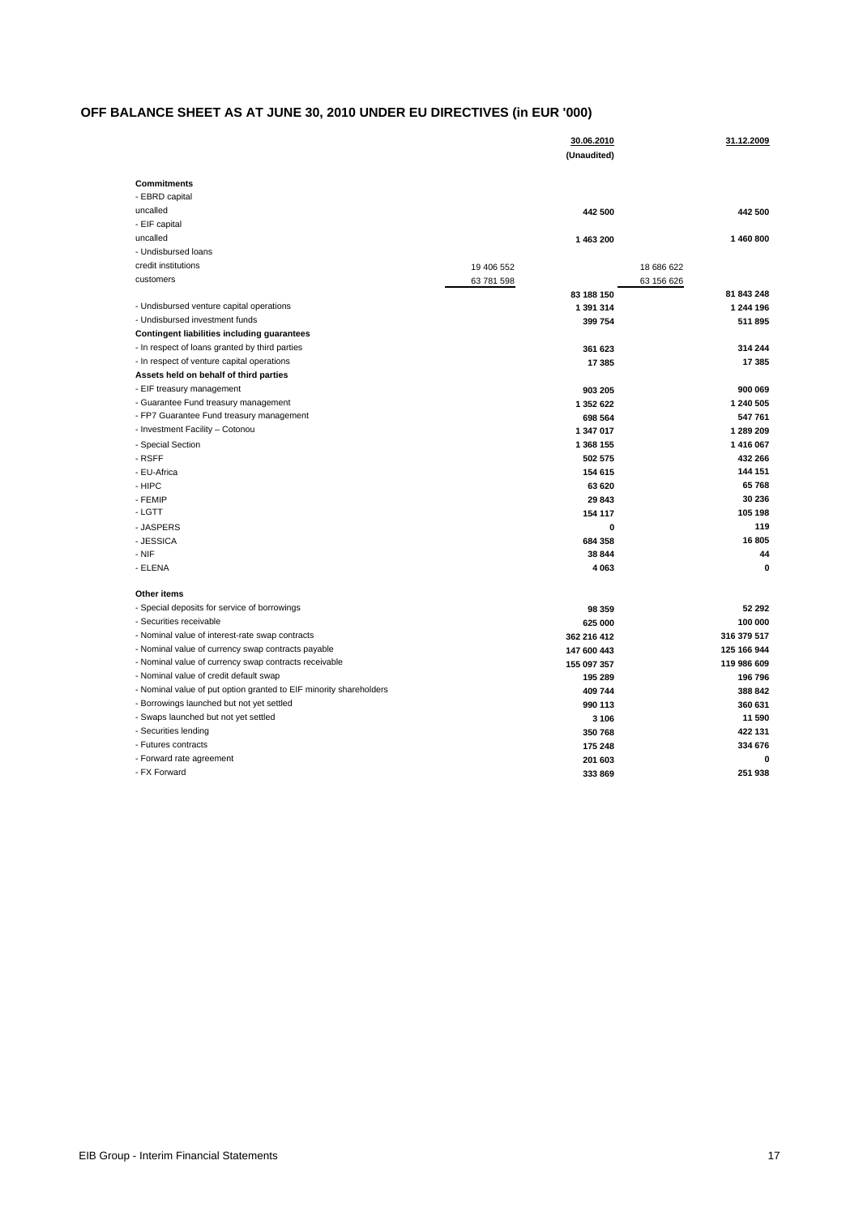## OFF BALANCE SHEET AS AT JUNE 30, 2010 UNDER EU DIRECTIVES (in EUR '000)

| | | 30.06.2010 (Unaudited) | | 31.12.2009 |
|---|---|---|---|---|
| **Commitments** | | | | |
| - EBRD capital | | | | |
| uncalled | | **442 500** | | **442 500** |
| - EIF capital | | | | |
| uncalled | | **1 463 200** | | **1 460 800** |
| - Undisbursed loans | | | | |
| credit institutions | 19 406 552 | | 18 686 622 | |
| customers | 63 781 598 | | 63 156 626 | |
| | | **83 188 150** | | **81 843 248** |
| - Undisbursed venture capital operations | | **1 391 314** | | **1 244 196** |
| - Undisbursed investment funds | | **399 754** | | **511 895** |
| **Contingent liabilities including guarantees** | | | | |
| - In respect of loans granted by third parties | | **361 623** | | **314 244** |
| - In respect of venture capital operations | | **17 385** | | **17 385** |
| **Assets held on behalf of third parties** | | | | |
| - EIF treasury management | | **903 205** | | **900 069** |
| - Guarantee Fund treasury management | | **1 352 622** | | **1 240 505** |
| - FP7 Guarantee Fund treasury management | | **698 564** | | **547 761** |
| - Investment Facility – Cotonou | | **1 347 017** | | **1 289 209** |
| - Special Section | | **1 368 155** | | **1 416 067** |
| - RSFF | | **502 575** | | **432 266** |
| - EU-Africa | | **154 615** | | **144 151** |
| - HIPC | | **63 620** | | **65 768** |
| - FEMIP | | **29 843** | | **30 236** |
| - LGTT | | **154 117** | | **105 198** |
| - JASPERS | | **0** | | **119** |
| - JESSICA | | **684 358** | | **16 805** |
| - NIF | | **38 844** | | **44** |
| - ELENA | | **4 063** | | **0** |
| **Other items** | | | | |
| - Special deposits for service of borrowings | | **98 359** | | **52 292** |
| - Securities receivable | | **625 000** | | **100 000** |
| - Nominal value of interest-rate swap contracts | | **362 216 412** | | **316 379 517** |
| - Nominal value of currency swap contracts payable | | **147 600 443** | | **125 166 944** |
| - Nominal value of currency swap contracts receivable | | **155 097 357** | | **119 986 609** |
| - Nominal value of credit default swap | | **195 289** | | **196 796** |
| - Nominal value of put option granted to EIF minority shareholders | | **409 744** | | **388 842** |
| - Borrowings launched but not yet settled | | **990 113** | | **360 631** |
| - Swaps launched but not yet settled | | **3 106** | | **11 590** |
| - Securities lending | | **350 768** | | **422 131** |
| - Futures contracts | | **175 248** | | **334 676** |
| - Forward rate agreement | | **201 603** | | **0** |
| - FX Forward | | **333 869** | | **251 938** |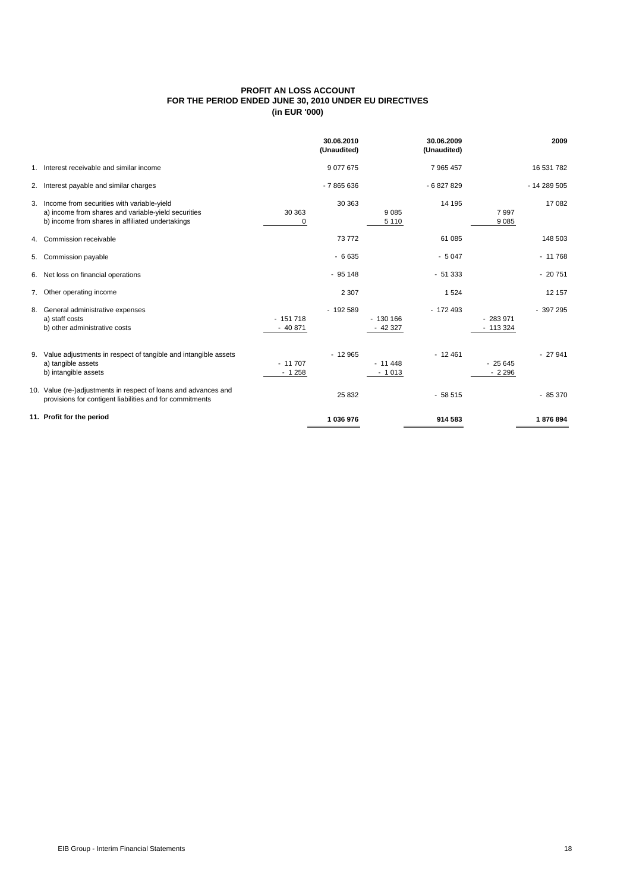# PROFIT AN LOSS ACCOUNT
## FOR THE PERIOD ENDED JUNE 30, 2010 UNDER EU DIRECTIVES
### (in EUR '000)

| | | 30.06.2010 (Unaudited) | | 30.06.2009 (Unaudited) | | 2009 |
|---|---|---|---|---|---|---|
| 1. | Interest receivable and similar income | | 9 077 675 | | 7 965 457 | 16 531 782 |
| 2. | Interest payable and similar charges | | - 7 865 636 | | - 6 827 829 | - 14 289 505 |
| 3. | Income from securities with variable-yield | | 30 363 | | 14 195 | 17 082 |
| | a) income from shares and variable-yield securities | 30 363 | | 9 085 | | 7 997 |
| | b) income from shares in affiliated undertakings | 0 | | 5 110 | | 9 085 |
| 4. | Commission receivable | | 73 772 | | 61 085 | 148 503 |
| 5. | Commission payable | | - 6 635 | | - 5 047 | - 11 768 |
| 6. | Net loss on financial operations | | - 95 148 | | - 51 333 | - 20 751 |
| 7. | Other operating income | | 2 307 | | 1 524 | 12 157 |
| 8. | General administrative expenses | | - 192 589 | | - 172 493 | - 397 295 |
| | a) staff costs | - 151 718 | | - 130 166 | | - 283 971 |
| | b) other administrative costs | - 40 871 | | - 42 327 | | - 113 324 |
| 9. | Value adjustments in respect of tangible and intangible assets | | - 12 965 | | - 12 461 | - 27 941 |
| | a) tangible assets | - 11 707 | | - 11 448 | | - 25 645 |
| | b) intangible assets | - 1 258 | | - 1 013 | | - 2 296 |
| 10. | Value (re-)adjustments in respect of loans and advances and provisions for contigent liabilities and for commitments | | 25 832 | | - 58 515 | - 85 370 |
| 11. | **Profit for the period** | | **1 036 976** | | **914 583** | **1 876 894** |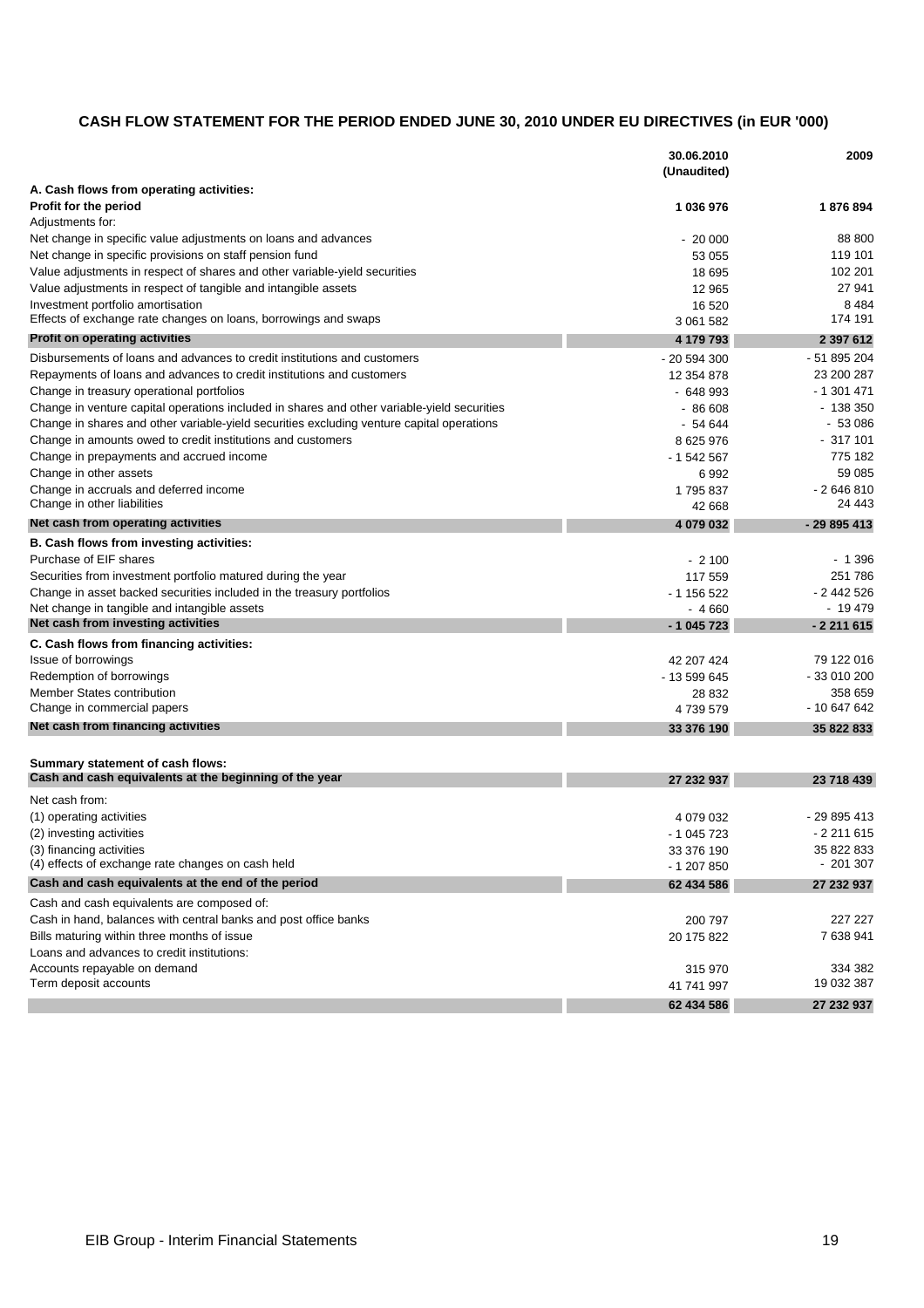# CASH FLOW STATEMENT FOR THE PERIOD ENDED JUNE 30, 2010 UNDER EU DIRECTIVES (in EUR '000)

| | 30.06.2010 (Unaudited) | 2009 |
|---|---|---|
| **A. Cash flows from operating activities:** | | |
| **Profit for the period** | **1 036 976** | **1 876 894** |
| Adjustments for: | | |
| Net change in specific value adjustments on loans and advances | - 20 000 | 88 800 |
| Net change in specific provisions on staff pension fund | 53 055 | 119 101 |
| Value adjustments in respect of shares and other variable-yield securities | 18 695 | 102 201 |
| Value adjustments in respect of tangible and intangible assets | 12 965 | 27 941 |
| Investment portfolio amortisation | 16 520 | 8 484 |
| Effects of exchange rate changes on loans, borrowings and swaps | 3 061 582 | 174 191 |
| **Profit on operating activities** | **4 179 793** | **2 397 612** |
| Disbursements of loans and advances to credit institutions and customers | - 20 594 300 | - 51 895 204 |
| Repayments of loans and advances to credit institutions and customers | 12 354 878 | 23 200 287 |
| Change in treasury operational portfolios | - 648 993 | - 1 301 471 |
| Change in venture capital operations included in shares and other variable-yield securities | - 86 608 | - 138 350 |
| Change in shares and other variable-yield securities excluding venture capital operations | - 54 644 | - 53 086 |
| Change in amounts owed to credit institutions and customers | 8 625 976 | - 317 101 |
| Change in prepayments and accrued income | - 1 542 567 | 775 182 |
| Change in other assets | 6 992 | 59 085 |
| Change in accruals and deferred income | 1 795 837 | - 2 646 810 |
| Change in other liabilities | 42 668 | 24 443 |
| **Net cash from operating activities** | **4 079 032** | **- 29 895 413** |
| **B. Cash flows from investing activities:** | | |
| Purchase of EIF shares | - 2 100 | - 1 396 |
| Securities from investment portfolio matured during the year | 117 559 | 251 786 |
| Change in asset backed securities included in the treasury portfolios | - 1 156 522 | - 2 442 526 |
| Net change in tangible and intangible assets | - 4 660 | - 19 479 |
| **Net cash from investing activities** | **- 1 045 723** | **- 2 211 615** |
| **C. Cash flows from financing activities:** | | |
| Issue of borrowings | 42 207 424 | 79 122 016 |
| Redemption of borrowings | - 13 599 645 | - 33 010 200 |
| Member States contribution | 28 832 | 358 659 |
| Change in commercial papers | 4 739 579 | - 10 647 642 |
| **Net cash from financing activities** | **33 376 190** | **35 822 833** |
| | | |
| **Summary statement of cash flows:** | | |
| **Cash and cash equivalents at the beginning of the year** | **27 232 937** | **23 718 439** |
| Net cash from: | | |
| (1) operating activities | 4 079 032 | - 29 895 413 |
| (2) investing activities | - 1 045 723 | - 2 211 615 |
| (3) financing activities | 33 376 190 | 35 822 833 |
| (4) effects of exchange rate changes on cash held | - 1 207 850 | - 201 307 |
| **Cash and cash equivalents at the end of the period** | **62 434 586** | **27 232 937** |
| Cash and cash equivalents are composed of: | | |
| Cash in hand, balances with central banks and post office banks | 200 797 | 227 227 |
| Bills maturing within three months of issue | 20 175 822 | 7 638 941 |
| Loans and advances to credit institutions: | | |
| Accounts repayable on demand | 315 970 | 334 382 |
| Term deposit accounts | 41 741 997 | 19 032 387 |
| | **62 434 586** | **27 232 937** |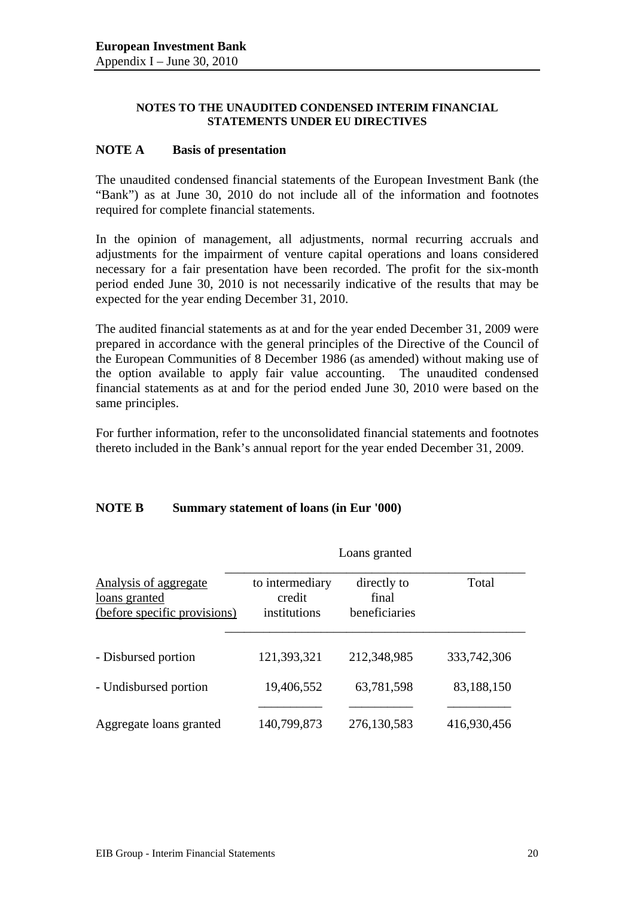**NOTES TO THE UNAUDITED CONDENSED INTERIM FINANCIAL STATEMENTS UNDER EU DIRECTIVES**

## NOTE A Basis of presentation

The unaudited condensed financial statements of the European Investment Bank (the "Bank") as at June 30, 2010 do not include all of the information and footnotes required for complete financial statements.

In the opinion of management, all adjustments, normal recurring accruals and adjustments for the impairment of venture capital operations and loans considered necessary for a fair presentation have been recorded. The profit for the six-month period ended June 30, 2010 is not necessarily indicative of the results that may be expected for the year ending December 31, 2010.

The audited financial statements as at and for the year ended December 31, 2009 were prepared in accordance with the general principles of the Directive of the Council of the European Communities of 8 December 1986 (as amended) without making use of the option available to apply fair value accounting. The unaudited condensed financial statements as at and for the period ended June 30, 2010 were based on the same principles.

For further information, refer to the unconsolidated financial statements and footnotes thereto included in the Bank's annual report for the year ended December 31, 2009.

## NOTE B Summary statement of loans (in Eur '000)

| | Loans granted | | |
|---|---|---|---|
| Analysis of aggregate loans granted (before specific provisions) | to intermediary credit institutions | directly to final beneficiaries | Total |
| - Disbursed portion | 121,393,321 | 212,348,985 | 333,742,306 |
| - Undisbursed portion | 19,406,552 | 63,781,598 | 83,188,150 |
| Aggregate loans granted | 140,799,873 | 276,130,583 | 416,930,456 |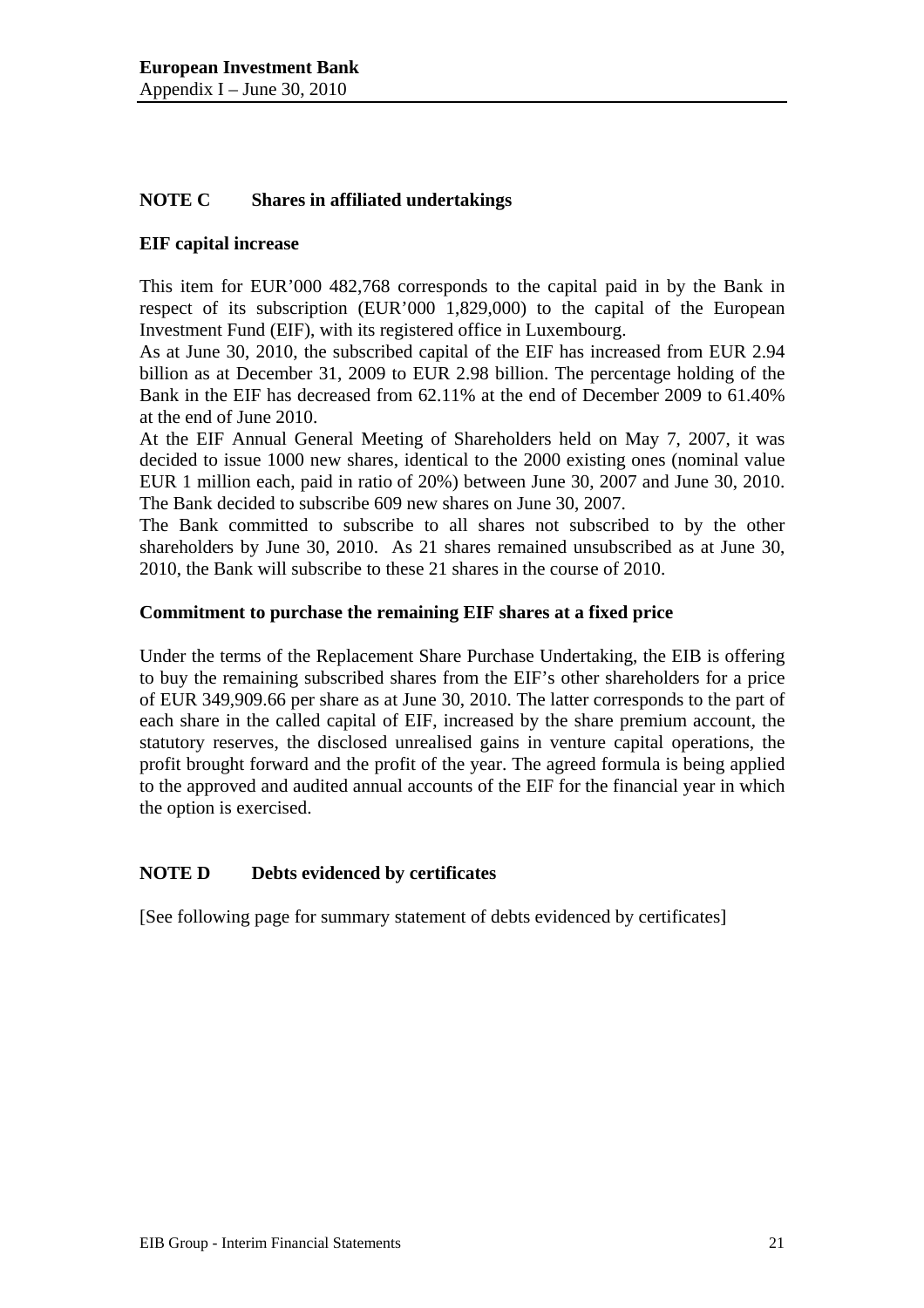## NOTE C Shares in affiliated undertakings

### EIF capital increase

This item for EUR'000 482,768 corresponds to the capital paid in by the Bank in respect of its subscription (EUR'000 1,829,000) to the capital of the European Investment Fund (EIF), with its registered office in Luxembourg.

As at June 30, 2010, the subscribed capital of the EIF has increased from EUR 2.94 billion as at December 31, 2009 to EUR 2.98 billion. The percentage holding of the Bank in the EIF has decreased from 62.11% at the end of December 2009 to 61.40% at the end of June 2010.

At the EIF Annual General Meeting of Shareholders held on May 7, 2007, it was decided to issue 1000 new shares, identical to the 2000 existing ones (nominal value EUR 1 million each, paid in ratio of 20%) between June 30, 2007 and June 30, 2010. The Bank decided to subscribe 609 new shares on June 30, 2007.

The Bank committed to subscribe to all shares not subscribed to by the other shareholders by June 30, 2010. As 21 shares remained unsubscribed as at June 30, 2010, the Bank will subscribe to these 21 shares in the course of 2010.

### Commitment to purchase the remaining EIF shares at a fixed price

Under the terms of the Replacement Share Purchase Undertaking, the EIB is offering to buy the remaining subscribed shares from the EIF's other shareholders for a price of EUR 349,909.66 per share as at June 30, 2010. The latter corresponds to the part of each share in the called capital of EIF, increased by the share premium account, the statutory reserves, the disclosed unrealised gains in venture capital operations, the profit brought forward and the profit of the year. The agreed formula is being applied to the approved and audited annual accounts of the EIF for the financial year in which the option is exercised.

## NOTE D Debts evidenced by certificates

[See following page for summary statement of debts evidenced by certificates]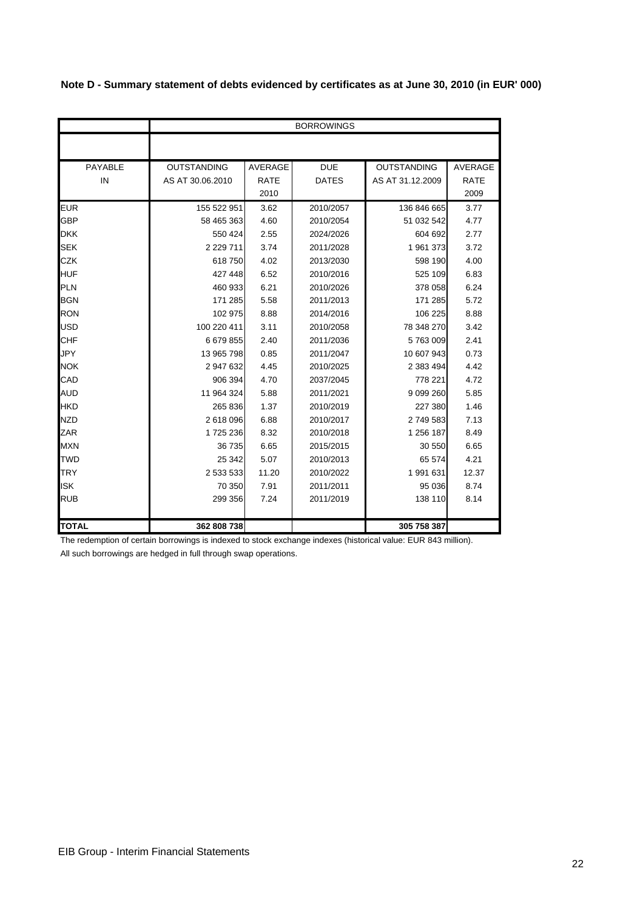**Note D - Summary statement of debts evidenced by certificates as at June 30, 2010 (in EUR' 000)**

| | BORROWINGS | | | | |
|---|---|---|---|---|---|
| PAYABLE IN | OUTSTANDING AS AT 30.06.2010 | AVERAGE RATE 2010 | DUE DATES | OUTSTANDING AS AT 31.12.2009 | AVERAGE RATE 2009 |
| EUR | 155 522 951 | 3.62 | 2010/2057 | 136 846 665 | 3.77 |
| GBP | 58 465 363 | 4.60 | 2010/2054 | 51 032 542 | 4.77 |
| DKK | 550 424 | 2.55 | 2024/2026 | 604 692 | 2.77 |
| SEK | 2 229 711 | 3.74 | 2011/2028 | 1 961 373 | 3.72 |
| CZK | 618 750 | 4.02 | 2013/2030 | 598 190 | 4.00 |
| HUF | 427 448 | 6.52 | 2010/2016 | 525 109 | 6.83 |
| PLN | 460 933 | 6.21 | 2010/2026 | 378 058 | 6.24 |
| BGN | 171 285 | 5.58 | 2011/2013 | 171 285 | 5.72 |
| RON | 102 975 | 8.88 | 2014/2016 | 106 225 | 8.88 |
| USD | 100 220 411 | 3.11 | 2010/2058 | 78 348 270 | 3.42 |
| CHF | 6 679 855 | 2.40 | 2011/2036 | 5 763 009 | 2.41 |
| JPY | 13 965 798 | 0.85 | 2011/2047 | 10 607 943 | 0.73 |
| NOK | 2 947 632 | 4.45 | 2010/2025 | 2 383 494 | 4.42 |
| CAD | 906 394 | 4.70 | 2037/2045 | 778 221 | 4.72 |
| AUD | 11 964 324 | 5.88 | 2011/2021 | 9 099 260 | 5.85 |
| HKD | 265 836 | 1.37 | 2010/2019 | 227 380 | 1.46 |
| NZD | 2 618 096 | 6.88 | 2010/2017 | 2 749 583 | 7.13 |
| ZAR | 1 725 236 | 8.32 | 2010/2018 | 1 256 187 | 8.49 |
| MXN | 36 735 | 6.65 | 2015/2015 | 30 550 | 6.65 |
| TWD | 25 342 | 5.07 | 2010/2013 | 65 574 | 4.21 |
| TRY | 2 533 533 | 11.20 | 2010/2022 | 1 991 631 | 12.37 |
| ISK | 70 350 | 7.91 | 2011/2011 | 95 036 | 8.74 |
| RUB | 299 356 | 7.24 | 2011/2019 | 138 110 | 8.14 |
| **TOTAL** | **362 808 738** | | | **305 758 387** | |

The redemption of certain borrowings is indexed to stock exchange indexes (historical value: EUR 843 million).

All such borrowings are hedged in full through swap operations.